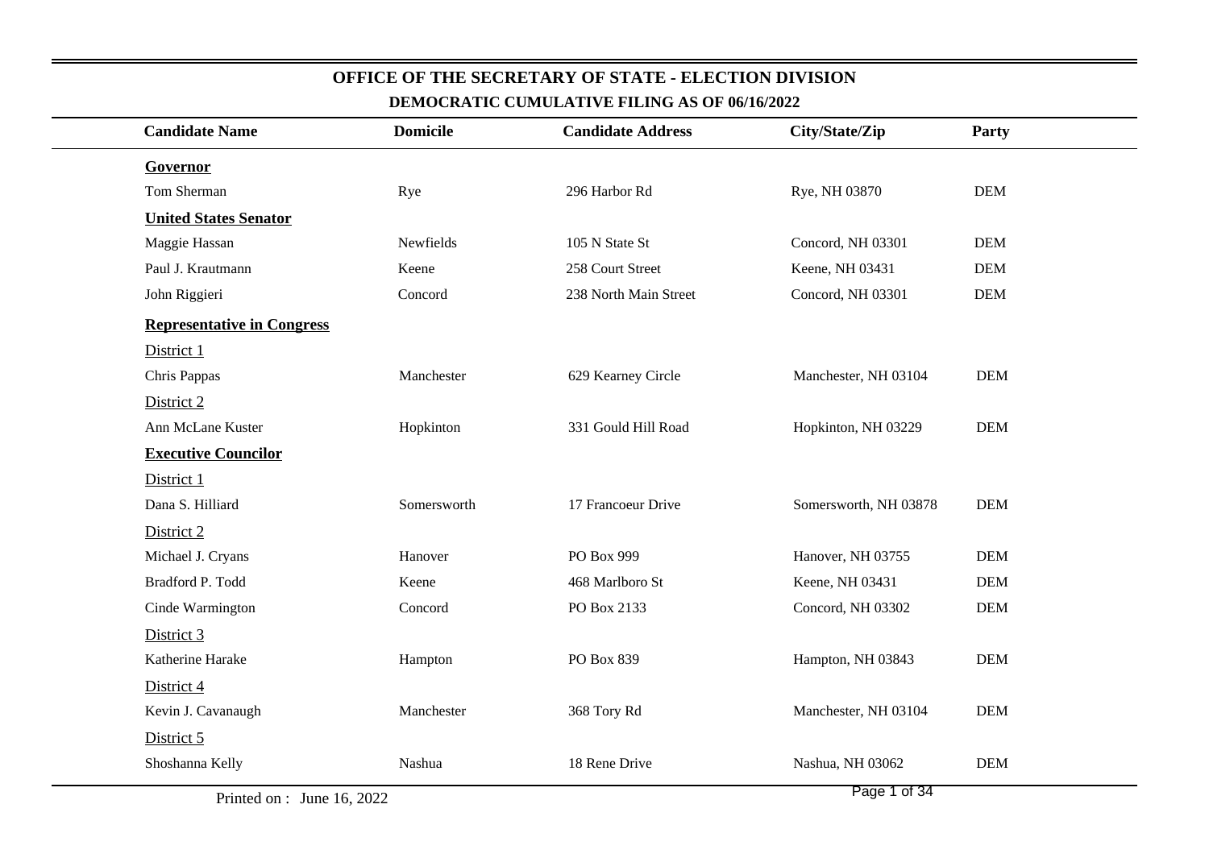# OFFICE OF THE SECRETARY OF STATE - ELECTION DIVISION

## DEMOCRATIC CUMULATIVE FILING AS OF 06/16/2022

| Candidate Name | Domicile | Candidate Address | City/State/Zip | Party |
|---|---|---|---|---|
| **Governor** | | | | |
| Tom Sherman | Rye | 296 Harbor Rd | Rye, NH 03870 | DEM |
| **United States Senator** | | | | |
| Maggie Hassan | Newfields | 105 N State St | Concord, NH 03301 | DEM |
| Paul J. Krautmann | Keene | 258 Court Street | Keene, NH 03431 | DEM |
| John Riggieri | Concord | 238 North Main Street | Concord, NH 03301 | DEM |
| **Representative in Congress** | | | | |
| District 1 | | | | |
| Chris Pappas | Manchester | 629 Kearney Circle | Manchester, NH 03104 | DEM |
| District 2 | | | | |
| Ann McLane Kuster | Hopkinton | 331 Gould Hill Road | Hopkinton, NH 03229 | DEM |
| **Executive Councilor** | | | | |
| District 1 | | | | |
| Dana S. Hilliard | Somersworth | 17 Francoeur Drive | Somersworth, NH 03878 | DEM |
| District 2 | | | | |
| Michael J. Cryans | Hanover | PO Box 999 | Hanover, NH 03755 | DEM |
| Bradford P. Todd | Keene | 468 Marlboro St | Keene, NH 03431 | DEM |
| Cinde Warmington | Concord | PO Box 2133 | Concord, NH 03302 | DEM |
| District 3 | | | | |
| Katherine Harake | Hampton | PO Box 839 | Hampton, NH 03843 | DEM |
| District 4 | | | | |
| Kevin J. Cavanaugh | Manchester | 368 Tory Rd | Manchester, NH 03104 | DEM |
| District 5 | | | | |
| Shoshanna Kelly | Nashua | 18 Rene Drive | Nashua, NH 03062 | DEM |

Printed on : June 16, 2022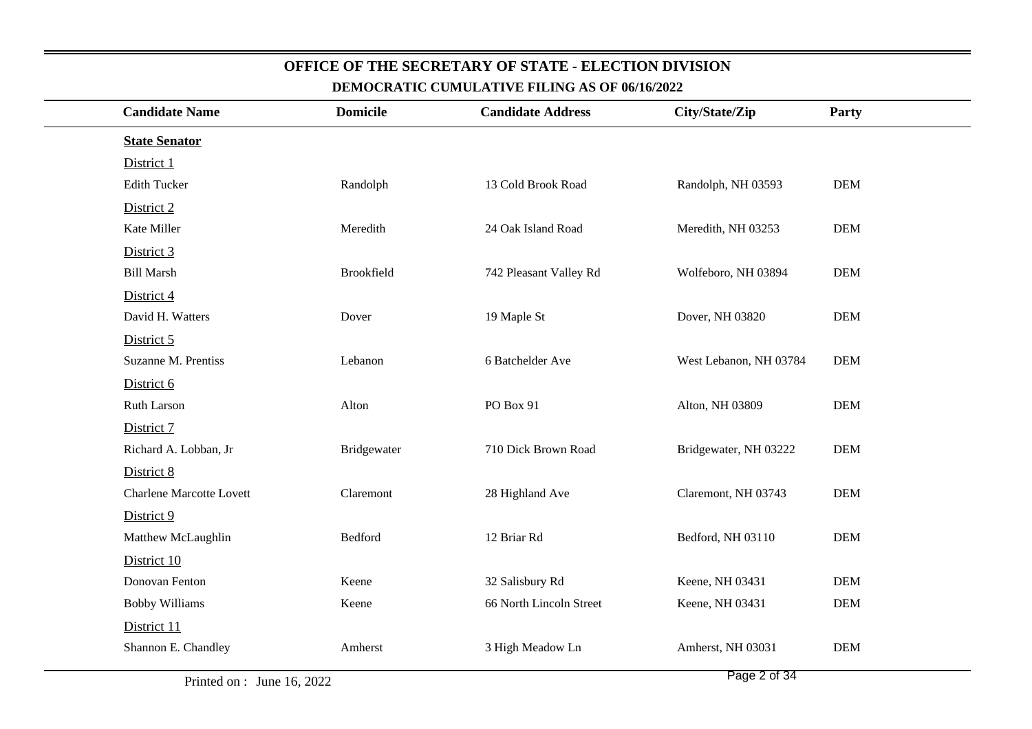# OFFICE OF THE SECRETARY OF STATE - ELECTION DIVISION

## DEMOCRATIC CUMULATIVE FILING AS OF 06/16/2022

| Candidate Name | Domicile | Candidate Address | City/State/Zip | Party |
|---|---|---|---|---|
| **State Senator** | | | | |
| District 1 | | | | |
| Edith Tucker | Randolph | 13 Cold Brook Road | Randolph, NH 03593 | DEM |
| District 2 | | | | |
| Kate Miller | Meredith | 24 Oak Island Road | Meredith, NH 03253 | DEM |
| District 3 | | | | |
| Bill Marsh | Brookfield | 742 Pleasant Valley Rd | Wolfeboro, NH 03894 | DEM |
| District 4 | | | | |
| David H. Watters | Dover | 19 Maple St | Dover, NH 03820 | DEM |
| District 5 | | | | |
| Suzanne M. Prentiss | Lebanon | 6 Batchelder Ave | West Lebanon, NH 03784 | DEM |
| District 6 | | | | |
| Ruth Larson | Alton | PO Box 91 | Alton, NH 03809 | DEM |
| District 7 | | | | |
| Richard A. Lobban, Jr | Bridgewater | 710 Dick Brown Road | Bridgewater, NH 03222 | DEM |
| District 8 | | | | |
| Charlene Marcotte Lovett | Claremont | 28 Highland Ave | Claremont, NH 03743 | DEM |
| District 9 | | | | |
| Matthew McLaughlin | Bedford | 12 Briar Rd | Bedford, NH 03110 | DEM |
| District 10 | | | | |
| Donovan Fenton | Keene | 32 Salisbury Rd | Keene, NH 03431 | DEM |
| Bobby Williams | Keene | 66 North Lincoln Street | Keene, NH 03431 | DEM |
| District 11 | | | | |
| Shannon E. Chandley | Amherst | 3 High Meadow Ln | Amherst, NH 03031 | DEM |

Printed on : June 16, 2022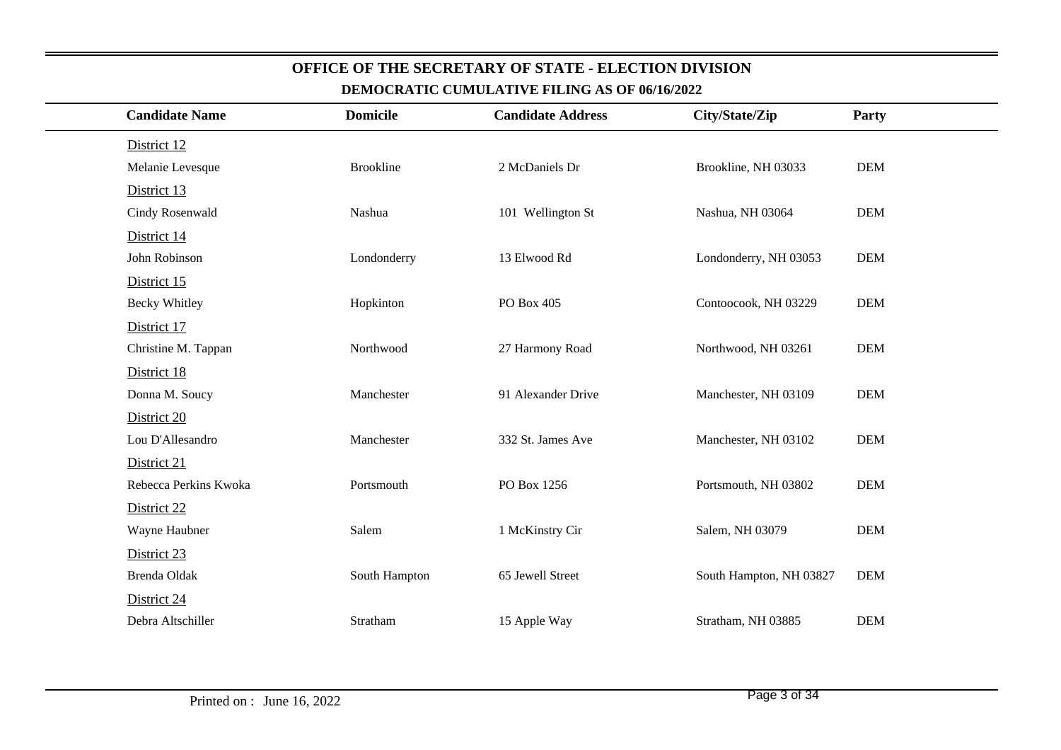## OFFICE OF THE SECRETARY OF STATE - ELECTION DIVISION

### DEMOCRATIC CUMULATIVE FILING AS OF 06/16/2022

| Candidate Name | Domicile | Candidate Address | City/State/Zip | Party |
|---|---|---|---|---|
| District 12 | | | | |
| Melanie Levesque | Brookline | 2 McDaniels Dr | Brookline, NH 03033 | DEM |
| District 13 | | | | |
| Cindy Rosenwald | Nashua | 101 Wellington St | Nashua, NH 03064 | DEM |
| District 14 | | | | |
| John Robinson | Londonderry | 13 Elwood Rd | Londonderry, NH 03053 | DEM |
| District 15 | | | | |
| Becky Whitley | Hopkinton | PO Box 405 | Contoocook, NH 03229 | DEM |
| District 17 | | | | |
| Christine M. Tappan | Northwood | 27 Harmony Road | Northwood, NH 03261 | DEM |
| District 18 | | | | |
| Donna M. Soucy | Manchester | 91 Alexander Drive | Manchester, NH 03109 | DEM |
| District 20 | | | | |
| Lou D'Allesandro | Manchester | 332 St. James Ave | Manchester, NH 03102 | DEM |
| District 21 | | | | |
| Rebecca Perkins Kwoka | Portsmouth | PO Box 1256 | Portsmouth, NH 03802 | DEM |
| District 22 | | | | |
| Wayne Haubner | Salem | 1 McKinstry Cir | Salem, NH 03079 | DEM |
| District 23 | | | | |
| Brenda Oldak | South Hampton | 65 Jewell Street | South Hampton, NH 03827 | DEM |
| District 24 | | | | |
| Debra Altschiller | Stratham | 15 Apple Way | Stratham, NH 03885 | DEM |

Printed on : June 16, 2022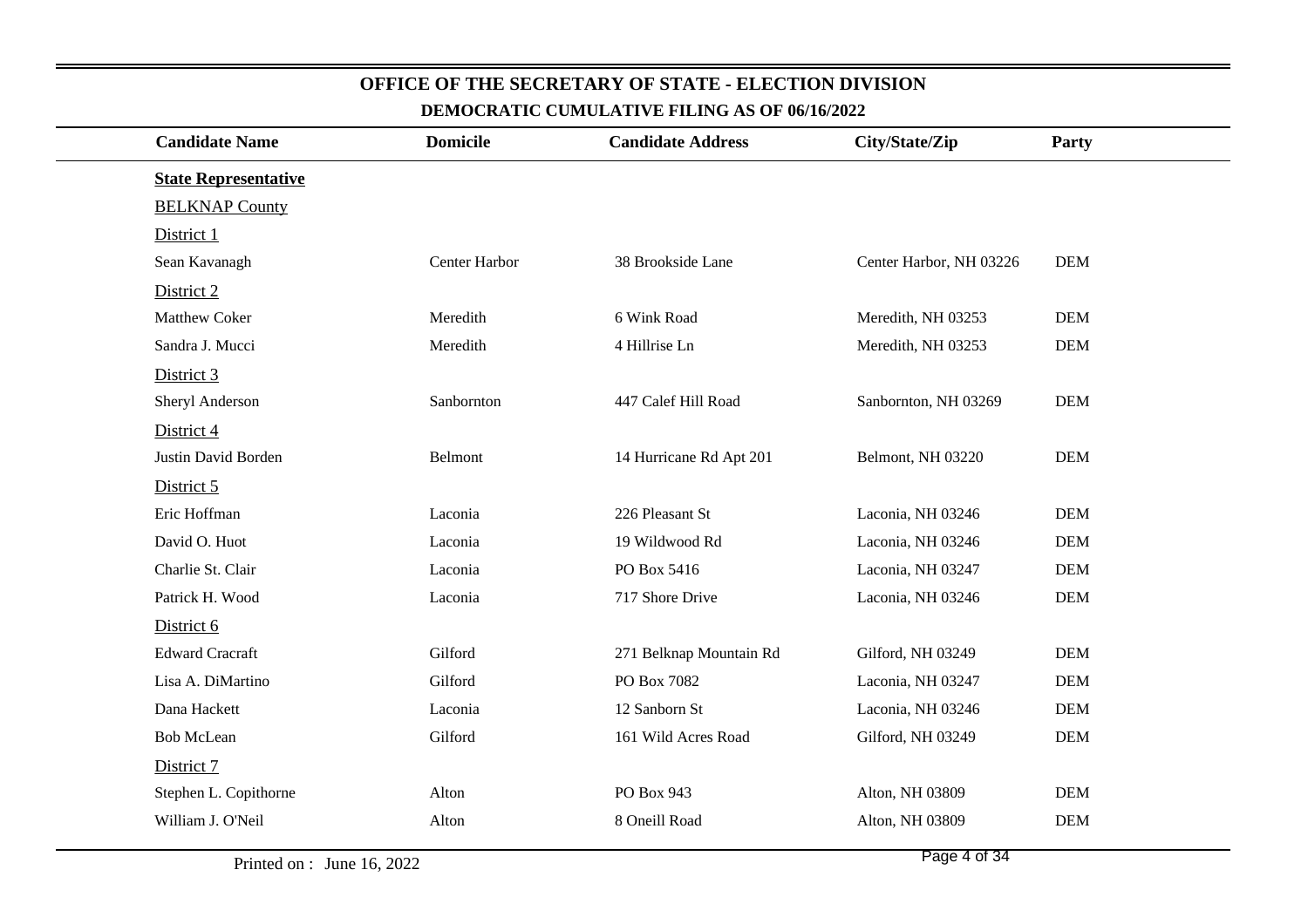# OFFICE OF THE SECRETARY OF STATE - ELECTION DIVISION

## DEMOCRATIC CUMULATIVE FILING AS OF 06/16/2022

| Candidate Name | Domicile | Candidate Address | City/State/Zip | Party |
|---|---|---|---|---|
| **State Representative** | | | | |
| BELKNAP County | | | | |
| District 1 | | | | |
| Sean Kavanagh | Center Harbor | 38 Brookside Lane | Center Harbor, NH 03226 | DEM |
| District 2 | | | | |
| Matthew Coker | Meredith | 6 Wink Road | Meredith, NH 03253 | DEM |
| Sandra J. Mucci | Meredith | 4 Hillrise Ln | Meredith, NH 03253 | DEM |
| District 3 | | | | |
| Sheryl Anderson | Sanbornton | 447 Calef Hill Road | Sanbornton, NH 03269 | DEM |
| District 4 | | | | |
| Justin David Borden | Belmont | 14 Hurricane Rd Apt 201 | Belmont, NH 03220 | DEM |
| District 5 | | | | |
| Eric Hoffman | Laconia | 226 Pleasant St | Laconia, NH 03246 | DEM |
| David O. Huot | Laconia | 19 Wildwood Rd | Laconia, NH 03246 | DEM |
| Charlie St. Clair | Laconia | PO Box 5416 | Laconia, NH 03247 | DEM |
| Patrick H. Wood | Laconia | 717 Shore Drive | Laconia, NH 03246 | DEM |
| District 6 | | | | |
| Edward Cracraft | Gilford | 271 Belknap Mountain Rd | Gilford, NH 03249 | DEM |
| Lisa A. DiMartino | Gilford | PO Box 7082 | Laconia, NH 03247 | DEM |
| Dana Hackett | Laconia | 12 Sanborn St | Laconia, NH 03246 | DEM |
| Bob McLean | Gilford | 161 Wild Acres Road | Gilford, NH 03249 | DEM |
| District 7 | | | | |
| Stephen L. Copithorne | Alton | PO Box 943 | Alton, NH 03809 | DEM |
| William J. O'Neil | Alton | 8 Oneill Road | Alton, NH 03809 | DEM |

Printed on : June 16, 2022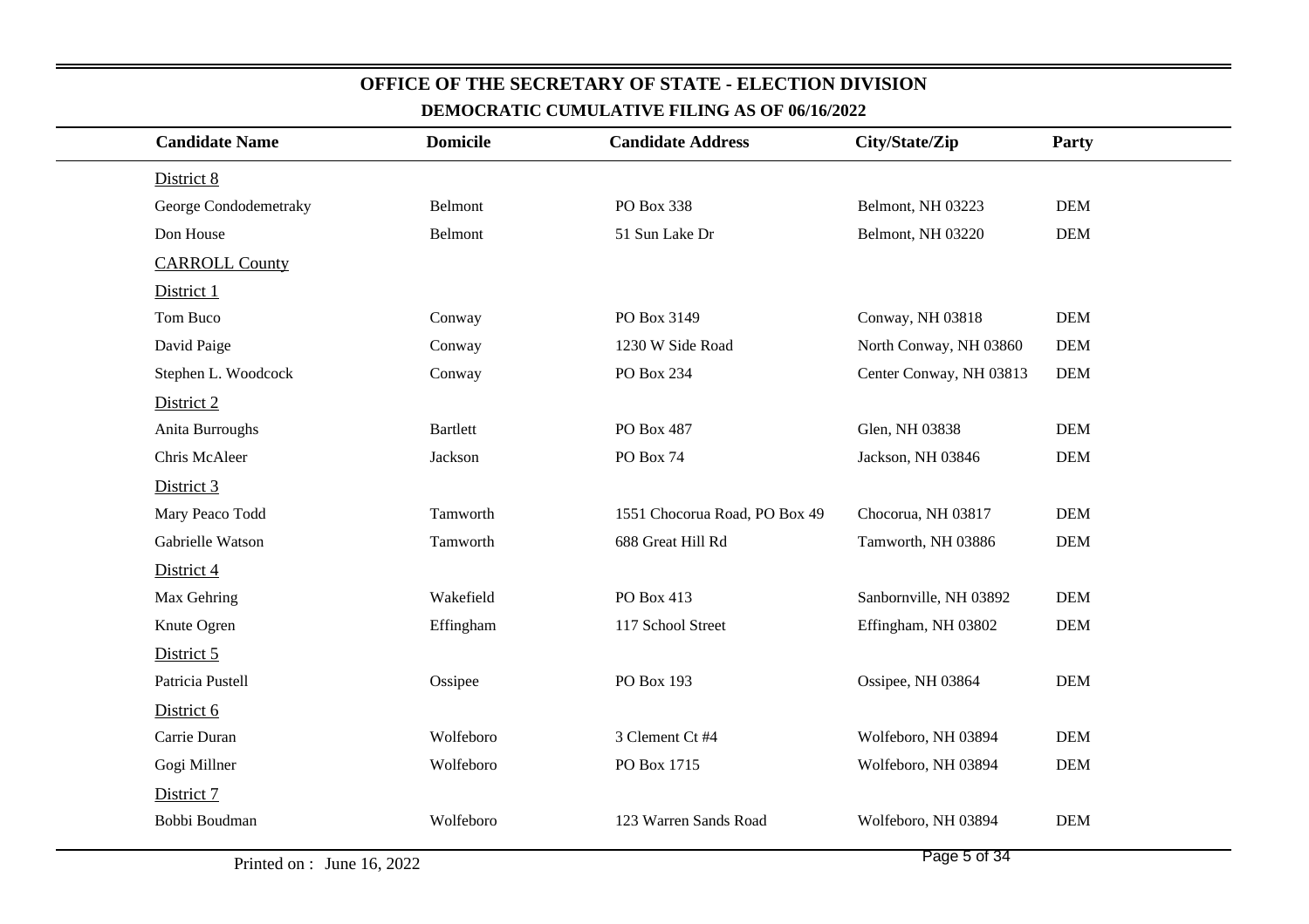# OFFICE OF THE SECRETARY OF STATE - ELECTION DIVISION

## DEMOCRATIC CUMULATIVE FILING AS OF 06/16/2022

| Candidate Name | Domicile | Candidate Address | City/State/Zip | Party |
|---|---|---|---|---|
| District 8 | | | | |
| George Condodemetraky | Belmont | PO Box 338 | Belmont, NH 03223 | DEM |
| Don House | Belmont | 51 Sun Lake Dr | Belmont, NH 03220 | DEM |
| CARROLL County | | | | |
| District 1 | | | | |
| Tom Buco | Conway | PO Box 3149 | Conway, NH 03818 | DEM |
| David Paige | Conway | 1230 W Side Road | North Conway, NH 03860 | DEM |
| Stephen L. Woodcock | Conway | PO Box 234 | Center Conway, NH 03813 | DEM |
| District 2 | | | | |
| Anita Burroughs | Bartlett | PO Box 487 | Glen, NH 03838 | DEM |
| Chris McAleer | Jackson | PO Box 74 | Jackson, NH 03846 | DEM |
| District 3 | | | | |
| Mary Peaco Todd | Tamworth | 1551 Chocorua Road, PO Box 49 | Chocorua, NH 03817 | DEM |
| Gabrielle Watson | Tamworth | 688 Great Hill Rd | Tamworth, NH 03886 | DEM |
| District 4 | | | | |
| Max Gehring | Wakefield | PO Box 413 | Sanbornville, NH 03892 | DEM |
| Knute Ogren | Effingham | 117 School Street | Effingham, NH 03802 | DEM |
| District 5 | | | | |
| Patricia Pustell | Ossipee | PO Box 193 | Ossipee, NH 03864 | DEM |
| District 6 | | | | |
| Carrie Duran | Wolfeboro | 3 Clement Ct #4 | Wolfeboro, NH 03894 | DEM |
| Gogi Millner | Wolfeboro | PO Box 1715 | Wolfeboro, NH 03894 | DEM |
| District 7 | | | | |
| Bobbi Boudman | Wolfeboro | 123 Warren Sands Road | Wolfeboro, NH 03894 | DEM |

Printed on : June 16, 2022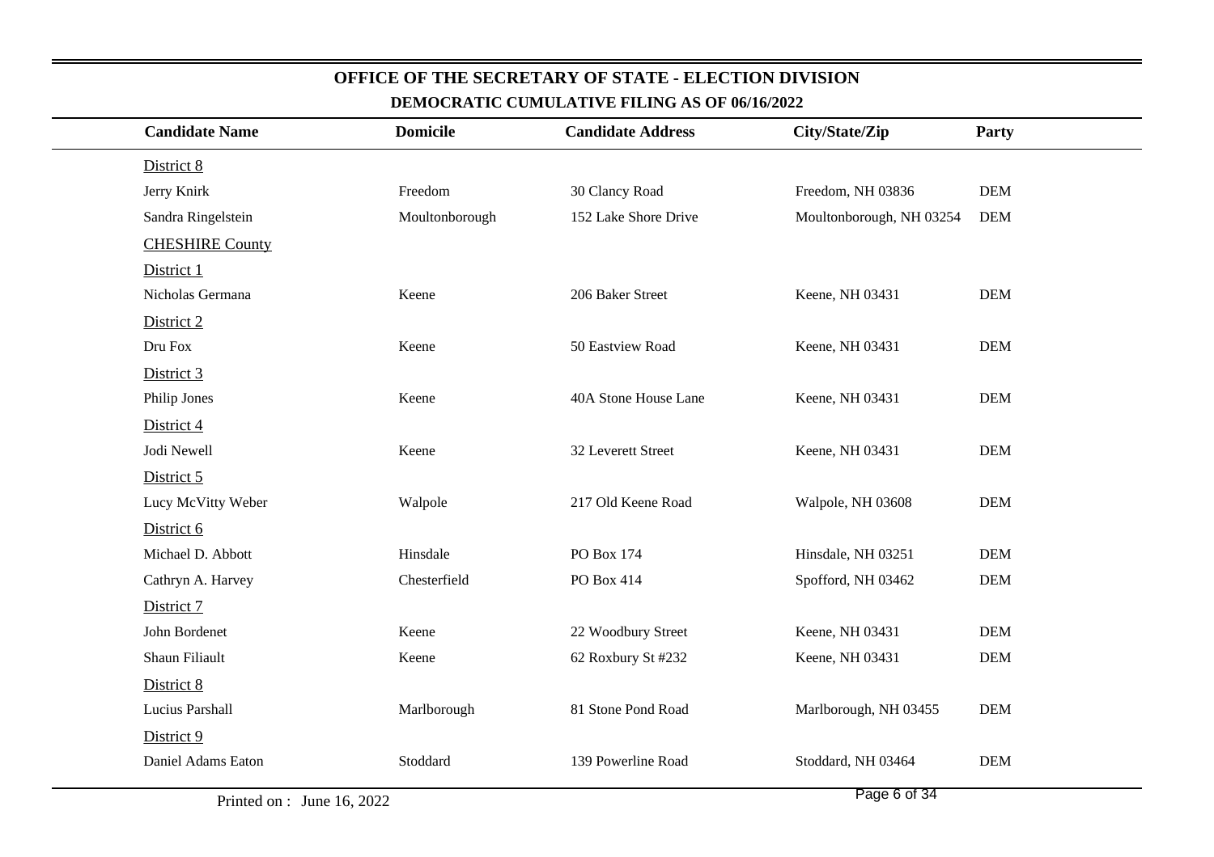# OFFICE OF THE SECRETARY OF STATE - ELECTION DIVISION

## DEMOCRATIC CUMULATIVE FILING AS OF 06/16/2022

| Candidate Name | Domicile | Candidate Address | City/State/Zip | Party |
|---|---|---|---|---|
| District 8 | | | | |
| Jerry Knirk | Freedom | 30 Clancy Road | Freedom, NH 03836 | DEM |
| Sandra Ringelstein | Moultonborough | 152 Lake Shore Drive | Moultonborough, NH 03254 | DEM |
| CHESHIRE County | | | | |
| District 1 | | | | |
| Nicholas Germana | Keene | 206 Baker Street | Keene, NH 03431 | DEM |
| District 2 | | | | |
| Dru Fox | Keene | 50 Eastview Road | Keene, NH 03431 | DEM |
| District 3 | | | | |
| Philip Jones | Keene | 40A Stone House Lane | Keene, NH 03431 | DEM |
| District 4 | | | | |
| Jodi Newell | Keene | 32 Leverett Street | Keene, NH 03431 | DEM |
| District 5 | | | | |
| Lucy McVitty Weber | Walpole | 217 Old Keene Road | Walpole, NH 03608 | DEM |
| District 6 | | | | |
| Michael D. Abbott | Hinsdale | PO Box 174 | Hinsdale, NH 03251 | DEM |
| Cathryn A. Harvey | Chesterfield | PO Box 414 | Spofford, NH 03462 | DEM |
| District 7 | | | | |
| John Bordenet | Keene | 22 Woodbury Street | Keene, NH 03431 | DEM |
| Shaun Filiault | Keene | 62 Roxbury St #232 | Keene, NH 03431 | DEM |
| District 8 | | | | |
| Lucius Parshall | Marlborough | 81 Stone Pond Road | Marlborough, NH 03455 | DEM |
| District 9 | | | | |
| Daniel Adams Eaton | Stoddard | 139 Powerline Road | Stoddard, NH 03464 | DEM |

Printed on : June 16, 2022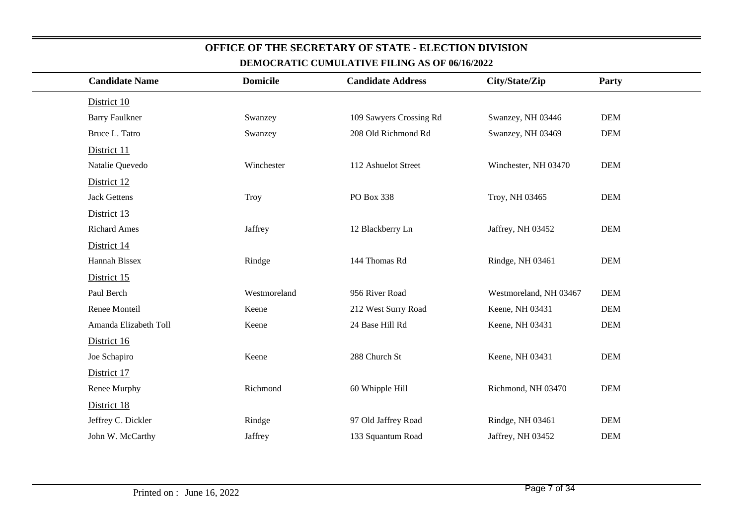# OFFICE OF THE SECRETARY OF STATE - ELECTION DIVISION

## DEMOCRATIC CUMULATIVE FILING AS OF 06/16/2022

| Candidate Name | Domicile | Candidate Address | City/State/Zip | Party |
|---|---|---|---|---|
| District 10 | | | | |
| Barry Faulkner | Swanzey | 109 Sawyers Crossing Rd | Swanzey, NH 03446 | DEM |
| Bruce L. Tatro | Swanzey | 208 Old Richmond Rd | Swanzey, NH 03469 | DEM |
| District 11 | | | | |
| Natalie Quevedo | Winchester | 112 Ashuelot Street | Winchester, NH 03470 | DEM |
| District 12 | | | | |
| Jack Gettens | Troy | PO Box 338 | Troy, NH 03465 | DEM |
| District 13 | | | | |
| Richard Ames | Jaffrey | 12 Blackberry Ln | Jaffrey, NH 03452 | DEM |
| District 14 | | | | |
| Hannah Bissex | Rindge | 144 Thomas Rd | Rindge, NH 03461 | DEM |
| District 15 | | | | |
| Paul Berch | Westmoreland | 956 River Road | Westmoreland, NH 03467 | DEM |
| Renee Monteil | Keene | 212 West Surry Road | Keene, NH 03431 | DEM |
| Amanda Elizabeth Toll | Keene | 24 Base Hill Rd | Keene, NH 03431 | DEM |
| District 16 | | | | |
| Joe Schapiro | Keene | 288 Church St | Keene, NH 03431 | DEM |
| District 17 | | | | |
| Renee Murphy | Richmond | 60 Whipple Hill | Richmond, NH 03470 | DEM |
| District 18 | | | | |
| Jeffrey C. Dickler | Rindge | 97 Old Jaffrey Road | Rindge, NH 03461 | DEM |
| John W. McCarthy | Jaffrey | 133 Squantum Road | Jaffrey, NH 03452 | DEM |

Printed on : June 16, 2022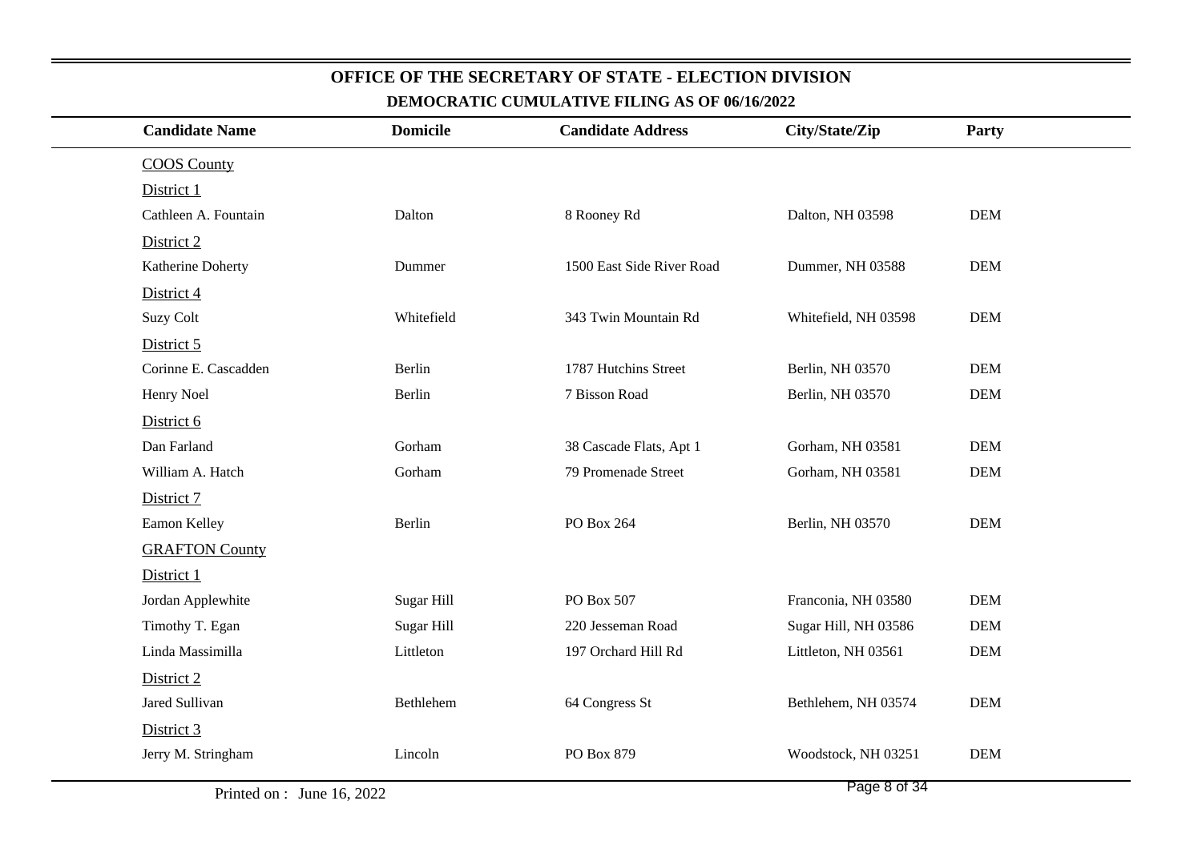## OFFICE OF THE SECRETARY OF STATE - ELECTION DIVISION

### DEMOCRATIC CUMULATIVE FILING AS OF 06/16/2022

| Candidate Name | Domicile | Candidate Address | City/State/Zip | Party |
|---|---|---|---|---|
| COOS County | | | | |
| District 1 | | | | |
| Cathleen A. Fountain | Dalton | 8 Rooney Rd | Dalton, NH 03598 | DEM |
| District 2 | | | | |
| Katherine Doherty | Dummer | 1500 East Side River Road | Dummer, NH 03588 | DEM |
| District 4 | | | | |
| Suzy Colt | Whitefield | 343 Twin Mountain Rd | Whitefield, NH 03598 | DEM |
| District 5 | | | | |
| Corinne E. Cascadden | Berlin | 1787 Hutchins Street | Berlin, NH 03570 | DEM |
| Henry Noel | Berlin | 7 Bisson Road | Berlin, NH 03570 | DEM |
| District 6 | | | | |
| Dan Farland | Gorham | 38 Cascade Flats, Apt 1 | Gorham, NH 03581 | DEM |
| William A. Hatch | Gorham | 79 Promenade Street | Gorham, NH 03581 | DEM |
| District 7 | | | | |
| Eamon Kelley | Berlin | PO Box 264 | Berlin, NH 03570 | DEM |
| GRAFTON County | | | | |
| District 1 | | | | |
| Jordan Applewhite | Sugar Hill | PO Box 507 | Franconia, NH 03580 | DEM |
| Timothy T. Egan | Sugar Hill | 220 Jesseman Road | Sugar Hill, NH 03586 | DEM |
| Linda Massimilla | Littleton | 197 Orchard Hill Rd | Littleton, NH 03561 | DEM |
| District 2 | | | | |
| Jared Sullivan | Bethlehem | 64 Congress St | Bethlehem, NH 03574 | DEM |
| District 3 | | | | |
| Jerry M. Stringham | Lincoln | PO Box 879 | Woodstock, NH 03251 | DEM |

Printed on : June 16, 2022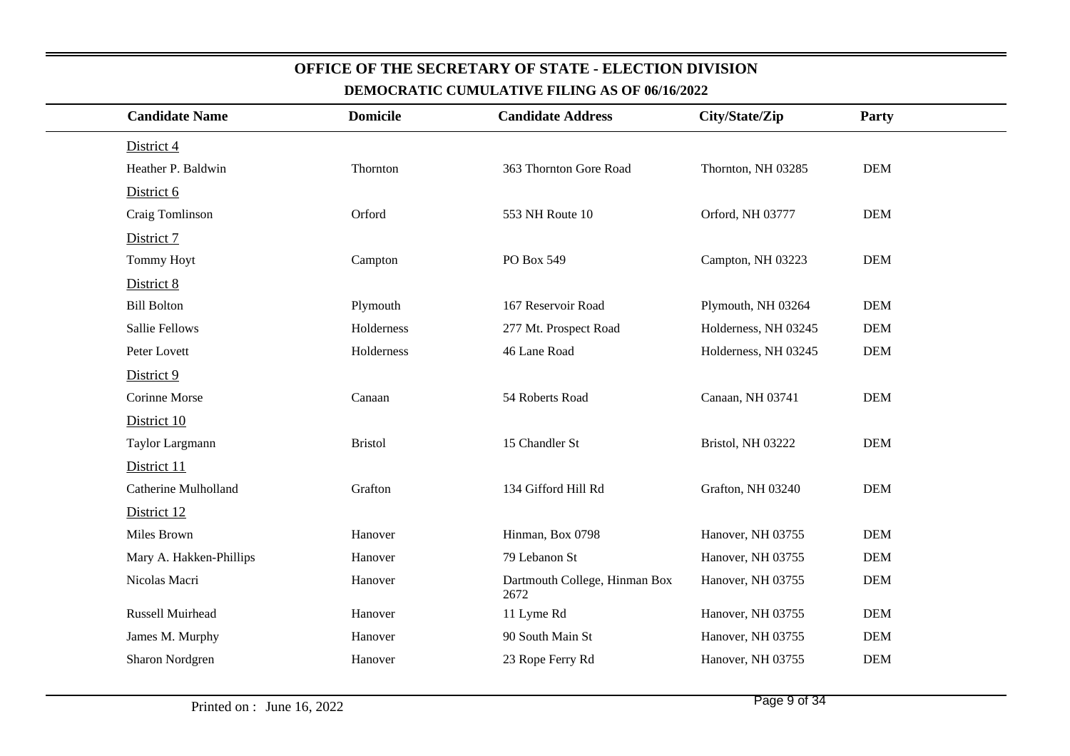## OFFICE OF THE SECRETARY OF STATE - ELECTION DIVISION

### DEMOCRATIC CUMULATIVE FILING AS OF 06/16/2022

| Candidate Name | Domicile | Candidate Address | City/State/Zip | Party |
|---|---|---|---|---|
| District 4 | | | | |
| Heather P. Baldwin | Thornton | 363 Thornton Gore Road | Thornton, NH 03285 | DEM |
| District 6 | | | | |
| Craig Tomlinson | Orford | 553 NH Route 10 | Orford, NH 03777 | DEM |
| District 7 | | | | |
| Tommy Hoyt | Campton | PO Box 549 | Campton, NH 03223 | DEM |
| District 8 | | | | |
| Bill Bolton | Plymouth | 167 Reservoir Road | Plymouth, NH 03264 | DEM |
| Sallie Fellows | Holderness | 277 Mt. Prospect Road | Holderness, NH 03245 | DEM |
| Peter Lovett | Holderness | 46 Lane Road | Holderness, NH 03245 | DEM |
| District 9 | | | | |
| Corinne Morse | Canaan | 54 Roberts Road | Canaan, NH 03741 | DEM |
| District 10 | | | | |
| Taylor Largmann | Bristol | 15 Chandler St | Bristol, NH 03222 | DEM |
| District 11 | | | | |
| Catherine Mulholland | Grafton | 134 Gifford Hill Rd | Grafton, NH 03240 | DEM |
| District 12 | | | | |
| Miles Brown | Hanover | Hinman, Box 0798 | Hanover, NH 03755 | DEM |
| Mary A. Hakken-Phillips | Hanover | 79 Lebanon St | Hanover, NH 03755 | DEM |
| Nicolas Macri | Hanover | Dartmouth College, Hinman Box 2672 | Hanover, NH 03755 | DEM |
| Russell Muirhead | Hanover | 11 Lyme Rd | Hanover, NH 03755 | DEM |
| James M. Murphy | Hanover | 90 South Main St | Hanover, NH 03755 | DEM |
| Sharon Nordgren | Hanover | 23 Rope Ferry Rd | Hanover, NH 03755 | DEM |

Printed on : June 16, 2022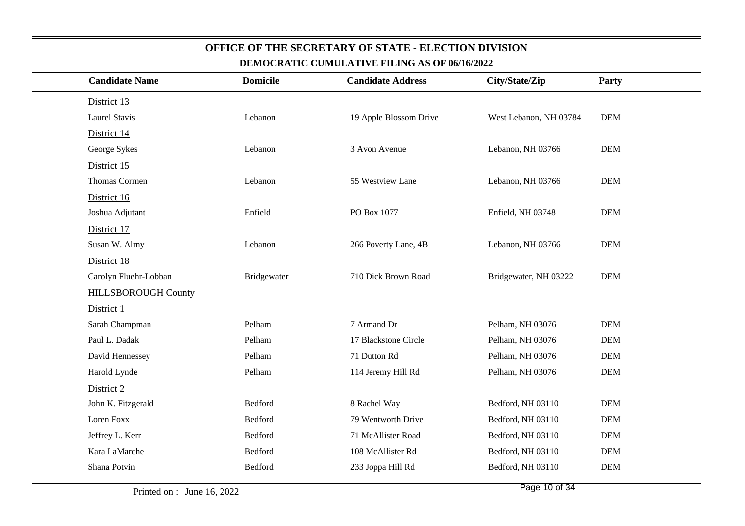# OFFICE OF THE SECRETARY OF STATE - ELECTION DIVISION

## DEMOCRATIC CUMULATIVE FILING AS OF 06/16/2022

| Candidate Name | Domicile | Candidate Address | City/State/Zip | Party |
|---|---|---|---|---|
| District 13 | | | | |
| Laurel Stavis | Lebanon | 19 Apple Blossom Drive | West Lebanon, NH 03784 | DEM |
| District 14 | | | | |
| George Sykes | Lebanon | 3 Avon Avenue | Lebanon, NH 03766 | DEM |
| District 15 | | | | |
| Thomas Cormen | Lebanon | 55 Westview Lane | Lebanon, NH 03766 | DEM |
| District 16 | | | | |
| Joshua Adjutant | Enfield | PO Box 1077 | Enfield, NH 03748 | DEM |
| District 17 | | | | |
| Susan W. Almy | Lebanon | 266 Poverty Lane, 4B | Lebanon, NH 03766 | DEM |
| District 18 | | | | |
| Carolyn Fluehr-Lobban | Bridgewater | 710 Dick Brown Road | Bridgewater, NH 03222 | DEM |
| HILLSBOROUGH County | | | | |
| District 1 | | | | |
| Sarah Champman | Pelham | 7 Armand Dr | Pelham, NH 03076 | DEM |
| Paul L. Dadak | Pelham | 17 Blackstone Circle | Pelham, NH 03076 | DEM |
| David Hennessey | Pelham | 71 Dutton Rd | Pelham, NH 03076 | DEM |
| Harold Lynde | Pelham | 114 Jeremy Hill Rd | Pelham, NH 03076 | DEM |
| District 2 | | | | |
| John K. Fitzgerald | Bedford | 8 Rachel Way | Bedford, NH 03110 | DEM |
| Loren Foxx | Bedford | 79 Wentworth Drive | Bedford, NH 03110 | DEM |
| Jeffrey L. Kerr | Bedford | 71 McAllister Road | Bedford, NH 03110 | DEM |
| Kara LaMarche | Bedford | 108 McAllister Rd | Bedford, NH 03110 | DEM |
| Shana Potvin | Bedford | 233 Joppa Hill Rd | Bedford, NH 03110 | DEM |

Printed on : June 16, 2022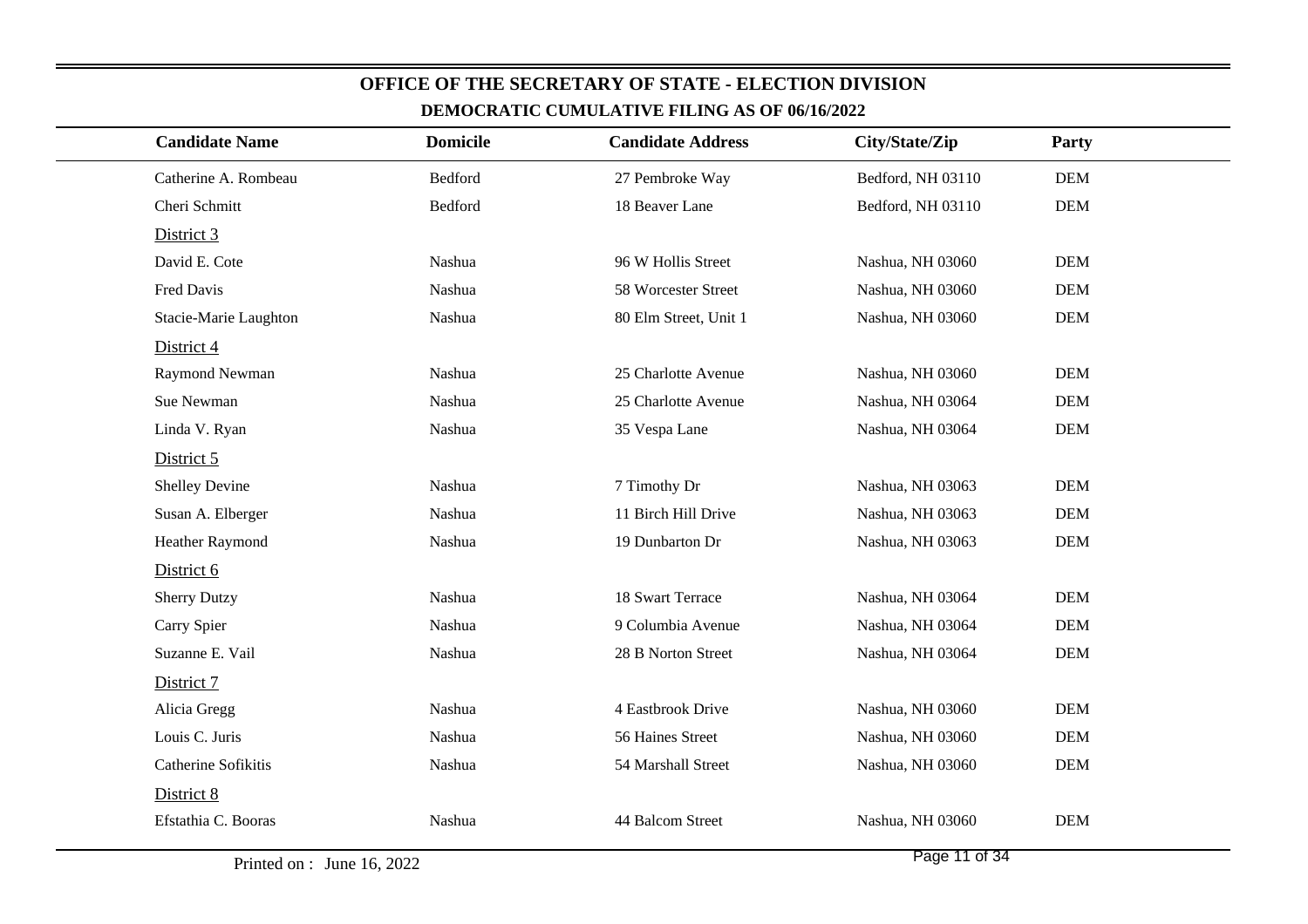## OFFICE OF THE SECRETARY OF STATE - ELECTION DIVISION

### DEMOCRATIC CUMULATIVE FILING AS OF 06/16/2022

| Candidate Name | Domicile | Candidate Address | City/State/Zip | Party |
|---|---|---|---|---|
| Catherine A. Rombeau | Bedford | 27 Pembroke Way | Bedford, NH 03110 | DEM |
| Cheri Schmitt | Bedford | 18 Beaver Lane | Bedford, NH 03110 | DEM |
| District 3 | | | | |
| David E. Cote | Nashua | 96 W Hollis Street | Nashua, NH 03060 | DEM |
| Fred Davis | Nashua | 58 Worcester Street | Nashua, NH 03060 | DEM |
| Stacie-Marie Laughton | Nashua | 80 Elm Street, Unit 1 | Nashua, NH 03060 | DEM |
| District 4 | | | | |
| Raymond Newman | Nashua | 25 Charlotte Avenue | Nashua, NH 03060 | DEM |
| Sue Newman | Nashua | 25 Charlotte Avenue | Nashua, NH 03064 | DEM |
| Linda V. Ryan | Nashua | 35 Vespa Lane | Nashua, NH 03064 | DEM |
| District 5 | | | | |
| Shelley Devine | Nashua | 7 Timothy Dr | Nashua, NH 03063 | DEM |
| Susan A. Elberger | Nashua | 11 Birch Hill Drive | Nashua, NH 03063 | DEM |
| Heather Raymond | Nashua | 19 Dunbarton Dr | Nashua, NH 03063 | DEM |
| District 6 | | | | |
| Sherry Dutzy | Nashua | 18 Swart Terrace | Nashua, NH 03064 | DEM |
| Carry Spier | Nashua | 9 Columbia Avenue | Nashua, NH 03064 | DEM |
| Suzanne E. Vail | Nashua | 28 B Norton Street | Nashua, NH 03064 | DEM |
| District 7 | | | | |
| Alicia Gregg | Nashua | 4 Eastbrook Drive | Nashua, NH 03060 | DEM |
| Louis C. Juris | Nashua | 56 Haines Street | Nashua, NH 03060 | DEM |
| Catherine Sofikitis | Nashua | 54 Marshall Street | Nashua, NH 03060 | DEM |
| District 8 | | | | |
| Efstathia C. Booras | Nashua | 44 Balcom Street | Nashua, NH 03060 | DEM |

Printed on : June 16, 2022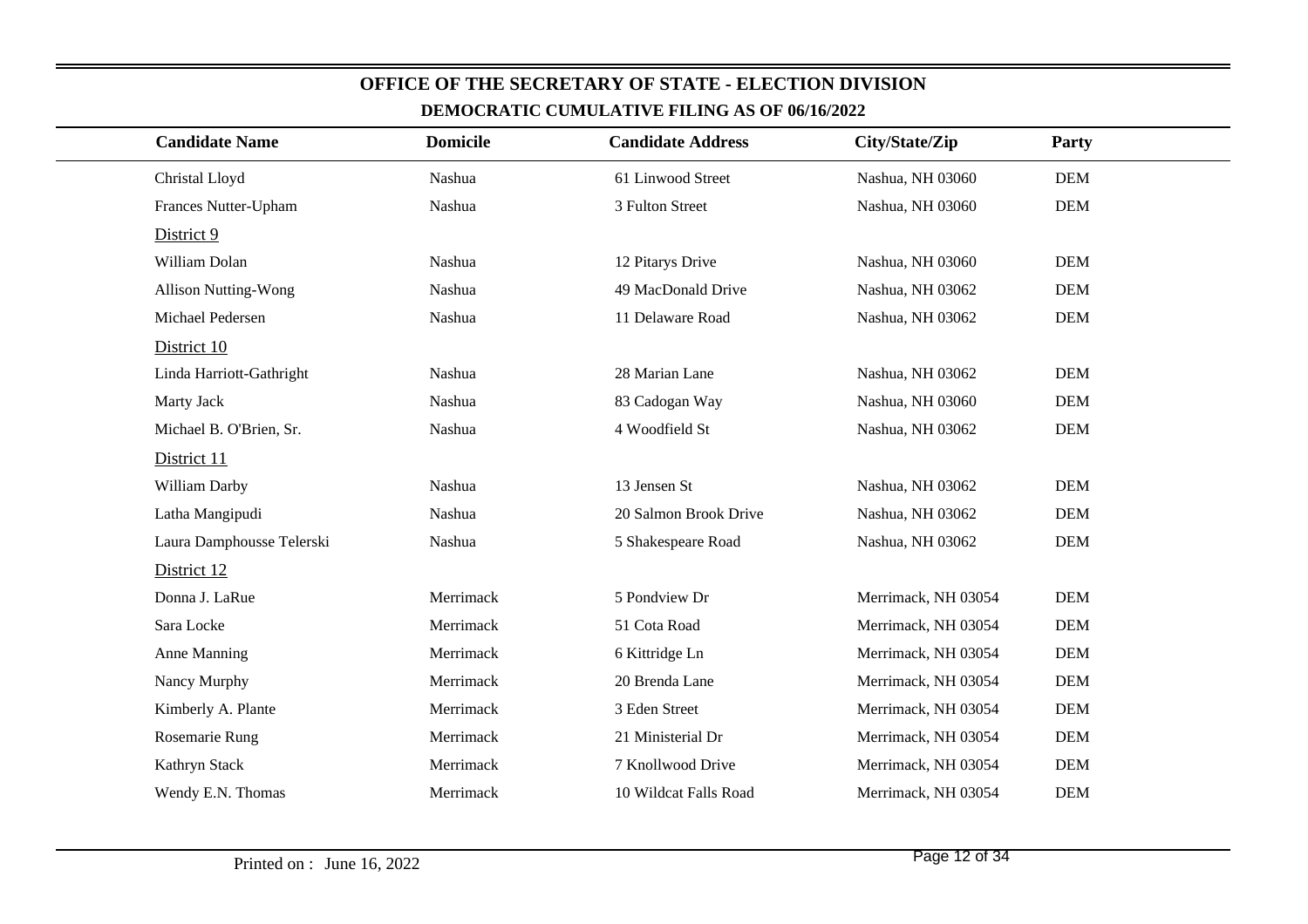## OFFICE OF THE SECRETARY OF STATE - ELECTION DIVISION

### DEMOCRATIC CUMULATIVE FILING AS OF 06/16/2022

| Candidate Name | Domicile | Candidate Address | City/State/Zip | Party |
|---|---|---|---|---|
| Christal Lloyd | Nashua | 61 Linwood Street | Nashua, NH 03060 | DEM |
| Frances Nutter-Upham | Nashua | 3 Fulton Street | Nashua, NH 03060 | DEM |
| District 9 | | | | |
| William Dolan | Nashua | 12 Pitarys Drive | Nashua, NH 03060 | DEM |
| Allison Nutting-Wong | Nashua | 49 MacDonald Drive | Nashua, NH 03062 | DEM |
| Michael Pedersen | Nashua | 11 Delaware Road | Nashua, NH 03062 | DEM |
| District 10 | | | | |
| Linda Harriott-Gathright | Nashua | 28 Marian Lane | Nashua, NH 03062 | DEM |
| Marty Jack | Nashua | 83 Cadogan Way | Nashua, NH 03060 | DEM |
| Michael B. O'Brien, Sr. | Nashua | 4 Woodfield St | Nashua, NH 03062 | DEM |
| District 11 | | | | |
| William Darby | Nashua | 13 Jensen St | Nashua, NH 03062 | DEM |
| Latha Mangipudi | Nashua | 20 Salmon Brook Drive | Nashua, NH 03062 | DEM |
| Laura Damphousse Telerski | Nashua | 5 Shakespeare Road | Nashua, NH 03062 | DEM |
| District 12 | | | | |
| Donna J. LaRue | Merrimack | 5 Pondview Dr | Merrimack, NH 03054 | DEM |
| Sara Locke | Merrimack | 51 Cota Road | Merrimack, NH 03054 | DEM |
| Anne Manning | Merrimack | 6 Kittridge Ln | Merrimack, NH 03054 | DEM |
| Nancy Murphy | Merrimack | 20 Brenda Lane | Merrimack, NH 03054 | DEM |
| Kimberly A. Plante | Merrimack | 3 Eden Street | Merrimack, NH 03054 | DEM |
| Rosemarie Rung | Merrimack | 21 Ministerial Dr | Merrimack, NH 03054 | DEM |
| Kathryn Stack | Merrimack | 7 Knollwood Drive | Merrimack, NH 03054 | DEM |
| Wendy E.N. Thomas | Merrimack | 10 Wildcat Falls Road | Merrimack, NH 03054 | DEM |

Printed on : June 16, 2022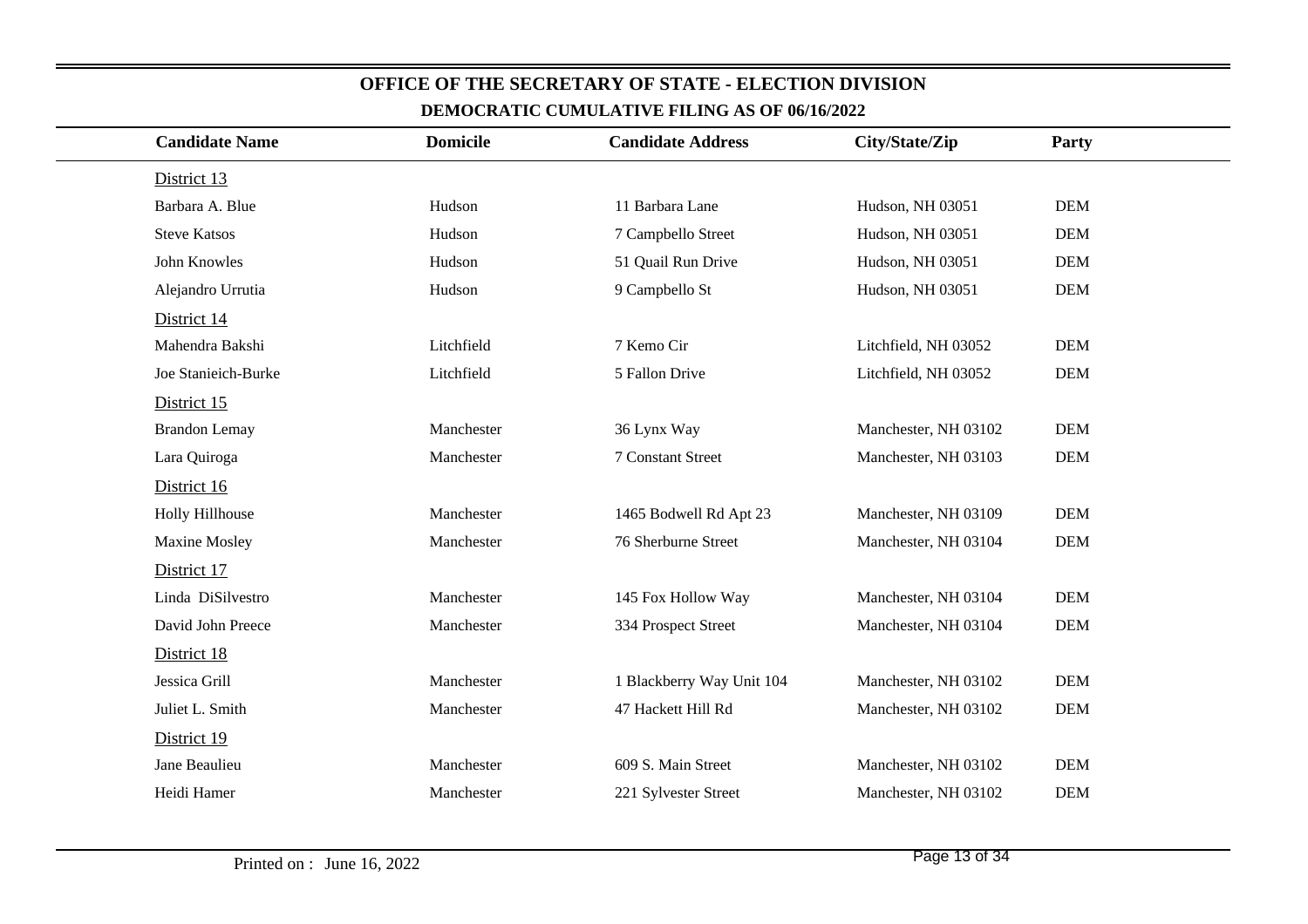# OFFICE OF THE SECRETARY OF STATE - ELECTION DIVISION

## DEMOCRATIC CUMULATIVE FILING AS OF 06/16/2022

| Candidate Name | Domicile | Candidate Address | City/State/Zip | Party |
|---|---|---|---|---|
| District 13 | | | | |
| Barbara A. Blue | Hudson | 11 Barbara Lane | Hudson, NH 03051 | DEM |
| Steve Katsos | Hudson | 7 Campbello Street | Hudson, NH 03051 | DEM |
| John Knowles | Hudson | 51 Quail Run Drive | Hudson, NH 03051 | DEM |
| Alejandro Urrutia | Hudson | 9 Campbello St | Hudson, NH 03051 | DEM |
| District 14 | | | | |
| Mahendra Bakshi | Litchfield | 7 Kemo Cir | Litchfield, NH 03052 | DEM |
| Joe Stanieich-Burke | Litchfield | 5 Fallon Drive | Litchfield, NH 03052 | DEM |
| District 15 | | | | |
| Brandon Lemay | Manchester | 36 Lynx Way | Manchester, NH 03102 | DEM |
| Lara Quiroga | Manchester | 7 Constant Street | Manchester, NH 03103 | DEM |
| District 16 | | | | |
| Holly Hillhouse | Manchester | 1465 Bodwell Rd Apt 23 | Manchester, NH 03109 | DEM |
| Maxine Mosley | Manchester | 76 Sherburne Street | Manchester, NH 03104 | DEM |
| District 17 | | | | |
| Linda DiSilvestro | Manchester | 145 Fox Hollow Way | Manchester, NH 03104 | DEM |
| David John Preece | Manchester | 334 Prospect Street | Manchester, NH 03104 | DEM |
| District 18 | | | | |
| Jessica Grill | Manchester | 1 Blackberry Way Unit 104 | Manchester, NH 03102 | DEM |
| Juliet L. Smith | Manchester | 47 Hackett Hill Rd | Manchester, NH 03102 | DEM |
| District 19 | | | | |
| Jane Beaulieu | Manchester | 609 S. Main Street | Manchester, NH 03102 | DEM |
| Heidi Hamer | Manchester | 221 Sylvester Street | Manchester, NH 03102 | DEM |

Printed on : June 16, 2022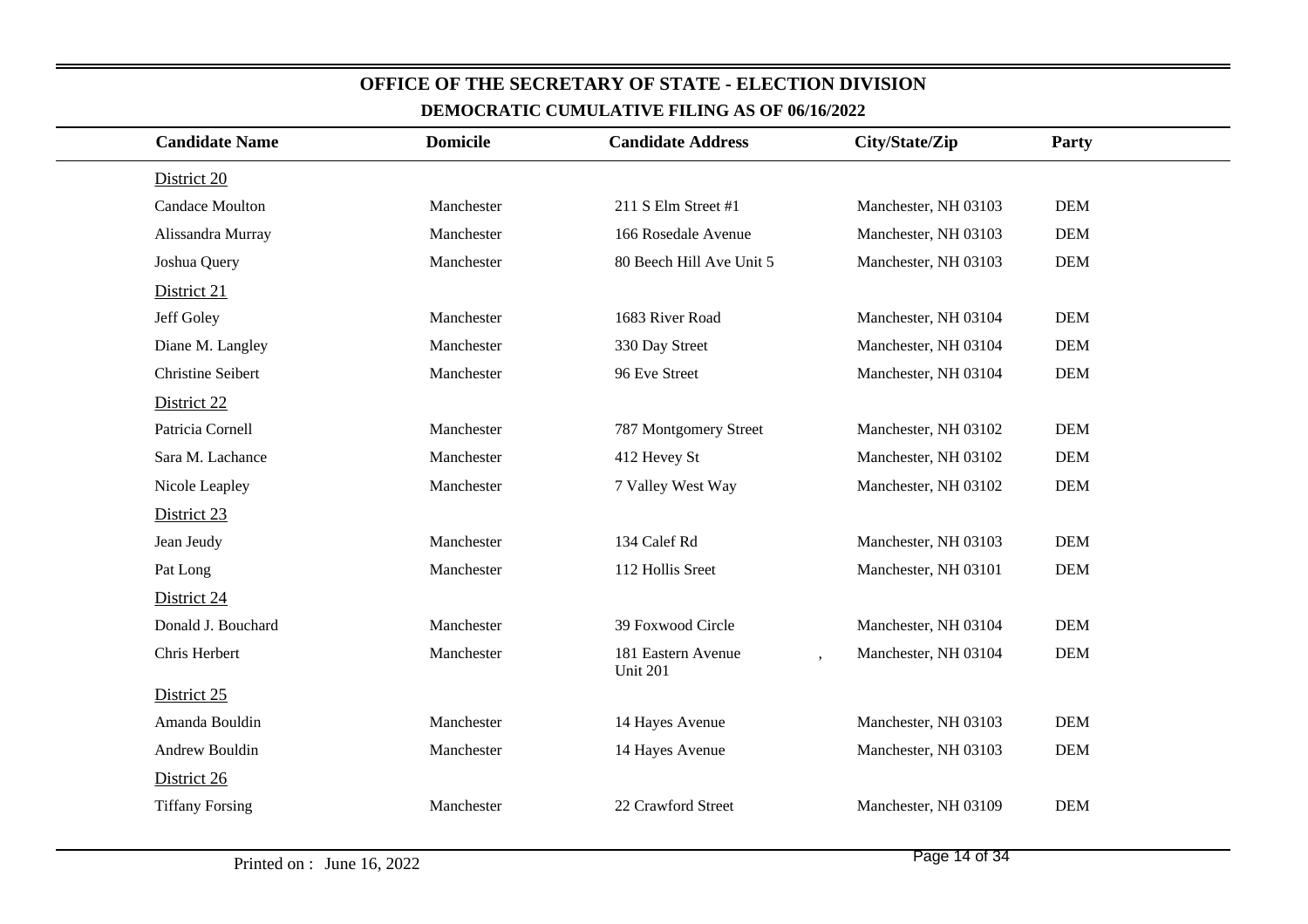## OFFICE OF THE SECRETARY OF STATE - ELECTION DIVISION

### DEMOCRATIC CUMULATIVE FILING AS OF 06/16/2022

| Candidate Name | Domicile | Candidate Address | City/State/Zip | Party |
|---|---|---|---|---|
| District 20 | | | | |
| Candace Moulton | Manchester | 211 S Elm Street #1 | Manchester, NH 03103 | DEM |
| Alissandra Murray | Manchester | 166 Rosedale Avenue | Manchester, NH 03103 | DEM |
| Joshua Query | Manchester | 80 Beech Hill Ave Unit 5 | Manchester, NH 03103 | DEM |
| District 21 | | | | |
| Jeff Goley | Manchester | 1683 River Road | Manchester, NH 03104 | DEM |
| Diane M. Langley | Manchester | 330 Day Street | Manchester, NH 03104 | DEM |
| Christine Seibert | Manchester | 96 Eve Street | Manchester, NH 03104 | DEM |
| District 22 | | | | |
| Patricia Cornell | Manchester | 787 Montgomery Street | Manchester, NH 03102 | DEM |
| Sara M. Lachance | Manchester | 412 Hevey St | Manchester, NH 03102 | DEM |
| Nicole Leapley | Manchester | 7 Valley West Way | Manchester, NH 03102 | DEM |
| District 23 | | | | |
| Jean Jeudy | Manchester | 134 Calef Rd | Manchester, NH 03103 | DEM |
| Pat Long | Manchester | 112 Hollis Sreet | Manchester, NH 03101 | DEM |
| District 24 | | | | |
| Donald J. Bouchard | Manchester | 39 Foxwood Circle | Manchester, NH 03104 | DEM |
| Chris Herbert | Manchester | 181 Eastern Avenue Unit 201 , | Manchester, NH 03104 | DEM |
| District 25 | | | | |
| Amanda Bouldin | Manchester | 14 Hayes Avenue | Manchester, NH 03103 | DEM |
| Andrew Bouldin | Manchester | 14 Hayes Avenue | Manchester, NH 03103 | DEM |
| District 26 | | | | |
| Tiffany Forsing | Manchester | 22 Crawford Street | Manchester, NH 03109 | DEM |

Printed on : June 16, 2022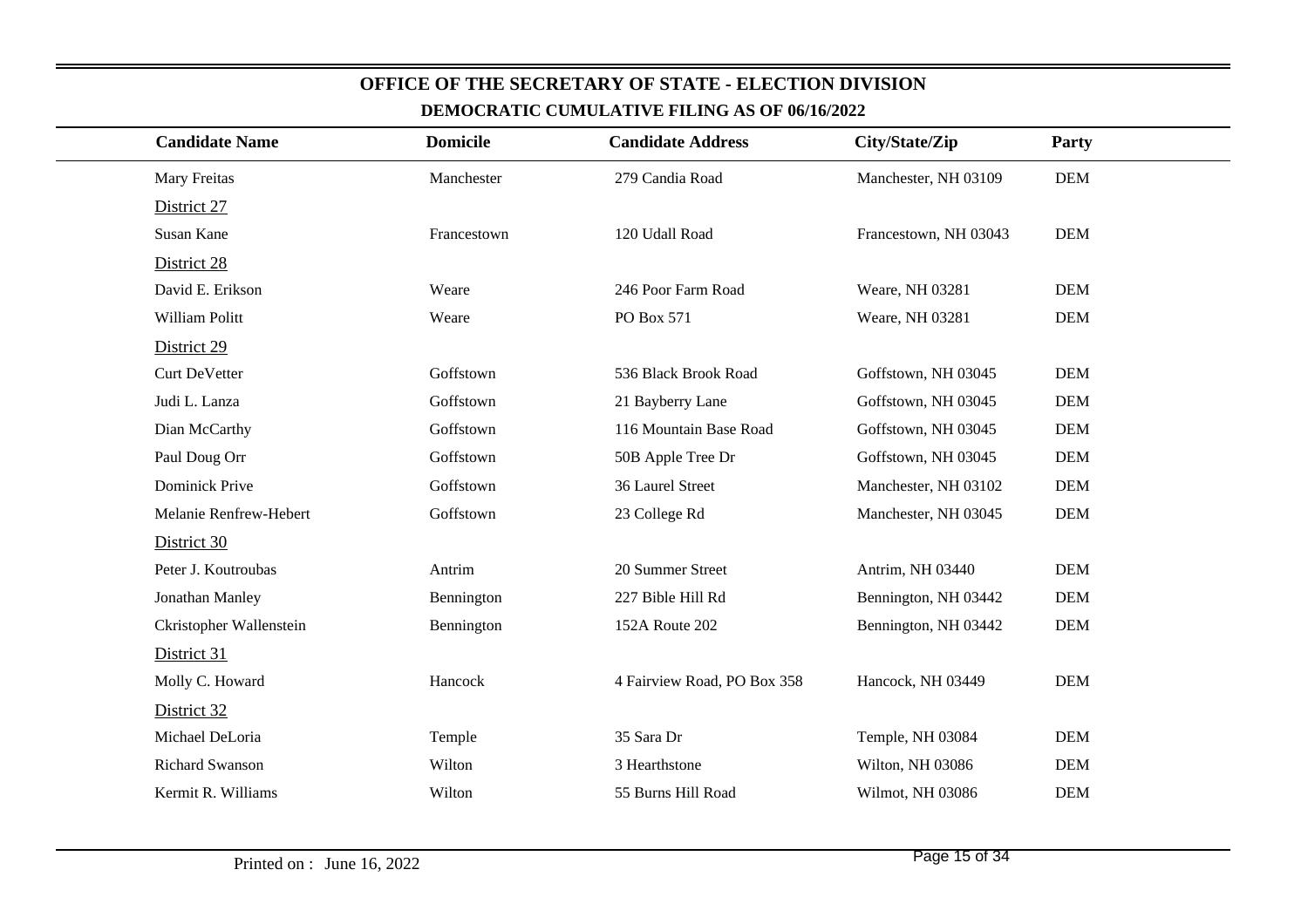## OFFICE OF THE SECRETARY OF STATE - ELECTION DIVISION

### DEMOCRATIC CUMULATIVE FILING AS OF 06/16/2022

| Candidate Name | Domicile | Candidate Address | City/State/Zip | Party |
|---|---|---|---|---|
| Mary Freitas | Manchester | 279 Candia Road | Manchester, NH 03109 | DEM |
| District 27 | | | | |
| Susan Kane | Francestown | 120 Udall Road | Francestown, NH 03043 | DEM |
| District 28 | | | | |
| David E. Erikson | Weare | 246 Poor Farm Road | Weare, NH 03281 | DEM |
| William Politt | Weare | PO Box 571 | Weare, NH 03281 | DEM |
| District 29 | | | | |
| Curt DeVetter | Goffstown | 536 Black Brook Road | Goffstown, NH 03045 | DEM |
| Judi L. Lanza | Goffstown | 21 Bayberry Lane | Goffstown, NH 03045 | DEM |
| Dian McCarthy | Goffstown | 116 Mountain Base Road | Goffstown, NH 03045 | DEM |
| Paul Doug Orr | Goffstown | 50B Apple Tree Dr | Goffstown, NH 03045 | DEM |
| Dominick Prive | Goffstown | 36 Laurel Street | Manchester, NH 03102 | DEM |
| Melanie Renfrew-Hebert | Goffstown | 23 College Rd | Manchester, NH 03045 | DEM |
| District 30 | | | | |
| Peter J. Koutroubas | Antrim | 20 Summer Street | Antrim, NH 03440 | DEM |
| Jonathan Manley | Bennington | 227 Bible Hill Rd | Bennington, NH 03442 | DEM |
| Ckristopher Wallenstein | Bennington | 152A Route 202 | Bennington, NH 03442 | DEM |
| District 31 | | | | |
| Molly C. Howard | Hancock | 4 Fairview Road, PO Box 358 | Hancock, NH 03449 | DEM |
| District 32 | | | | |
| Michael DeLoria | Temple | 35 Sara Dr | Temple, NH 03084 | DEM |
| Richard Swanson | Wilton | 3 Hearthstone | Wilton, NH 03086 | DEM |
| Kermit R. Williams | Wilton | 55 Burns Hill Road | Wilmot, NH 03086 | DEM |

Printed on : June 16, 2022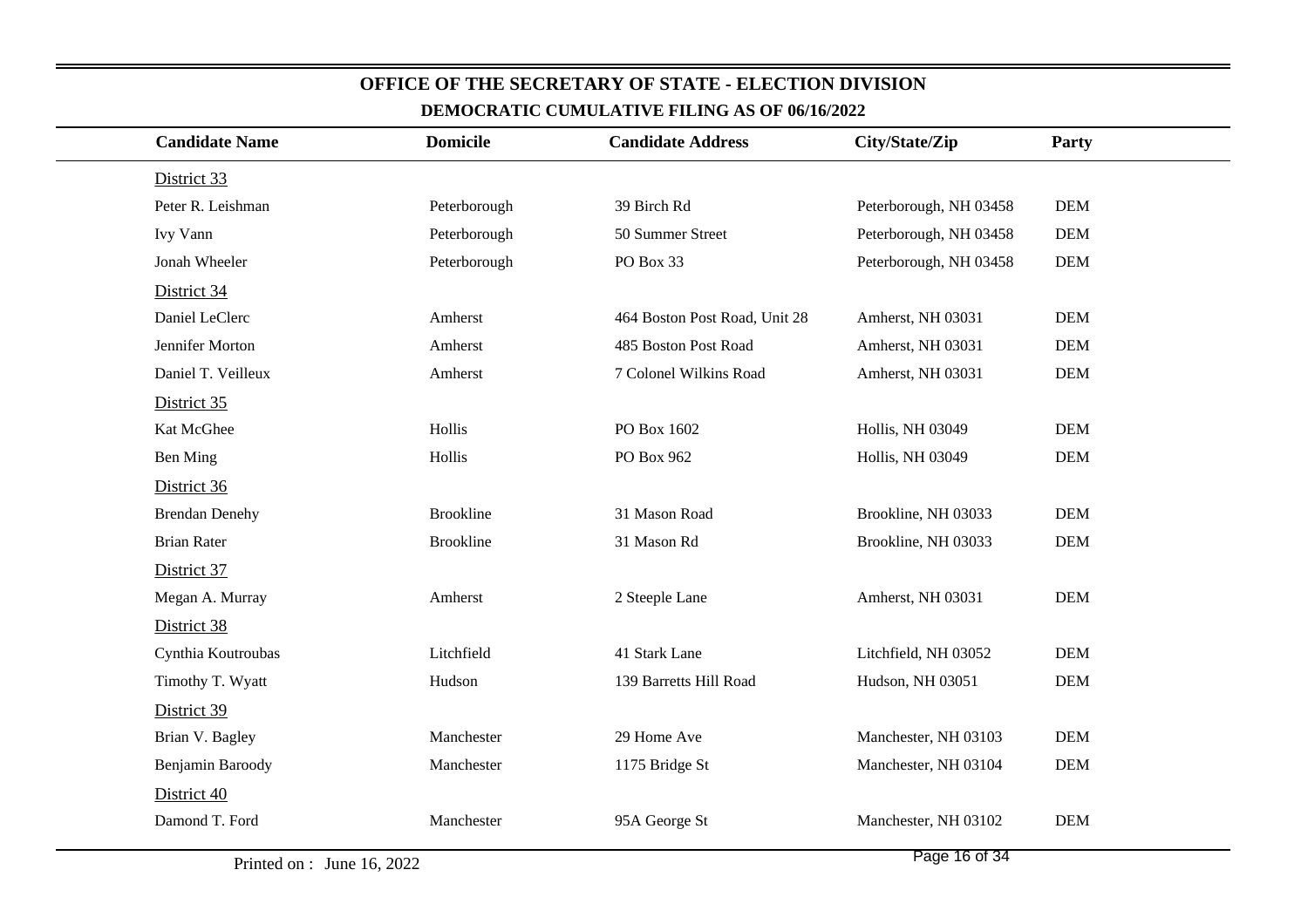## OFFICE OF THE SECRETARY OF STATE - ELECTION DIVISION

### DEMOCRATIC CUMULATIVE FILING AS OF 06/16/2022

| Candidate Name | Domicile | Candidate Address | City/State/Zip | Party |
|---|---|---|---|---|
| District 33 | | | | |
| Peter R. Leishman | Peterborough | 39 Birch Rd | Peterborough, NH 03458 | DEM |
| Ivy Vann | Peterborough | 50 Summer Street | Peterborough, NH 03458 | DEM |
| Jonah Wheeler | Peterborough | PO Box 33 | Peterborough, NH 03458 | DEM |
| District 34 | | | | |
| Daniel LeClerc | Amherst | 464 Boston Post Road, Unit 28 | Amherst, NH 03031 | DEM |
| Jennifer Morton | Amherst | 485 Boston Post Road | Amherst, NH 03031 | DEM |
| Daniel T. Veilleux | Amherst | 7 Colonel Wilkins Road | Amherst, NH 03031 | DEM |
| District 35 | | | | |
| Kat McGhee | Hollis | PO Box 1602 | Hollis, NH 03049 | DEM |
| Ben Ming | Hollis | PO Box 962 | Hollis, NH 03049 | DEM |
| District 36 | | | | |
| Brendan Denehy | Brookline | 31 Mason Road | Brookline, NH 03033 | DEM |
| Brian Rater | Brookline | 31 Mason Rd | Brookline, NH 03033 | DEM |
| District 37 | | | | |
| Megan A. Murray | Amherst | 2 Steeple Lane | Amherst, NH 03031 | DEM |
| District 38 | | | | |
| Cynthia Koutroubas | Litchfield | 41 Stark Lane | Litchfield, NH 03052 | DEM |
| Timothy T. Wyatt | Hudson | 139 Barretts Hill Road | Hudson, NH 03051 | DEM |
| District 39 | | | | |
| Brian V. Bagley | Manchester | 29 Home Ave | Manchester, NH 03103 | DEM |
| Benjamin Baroody | Manchester | 1175 Bridge St | Manchester, NH 03104 | DEM |
| District 40 | | | | |
| Damond T. Ford | Manchester | 95A George St | Manchester, NH 03102 | DEM |

Printed on : June 16, 2022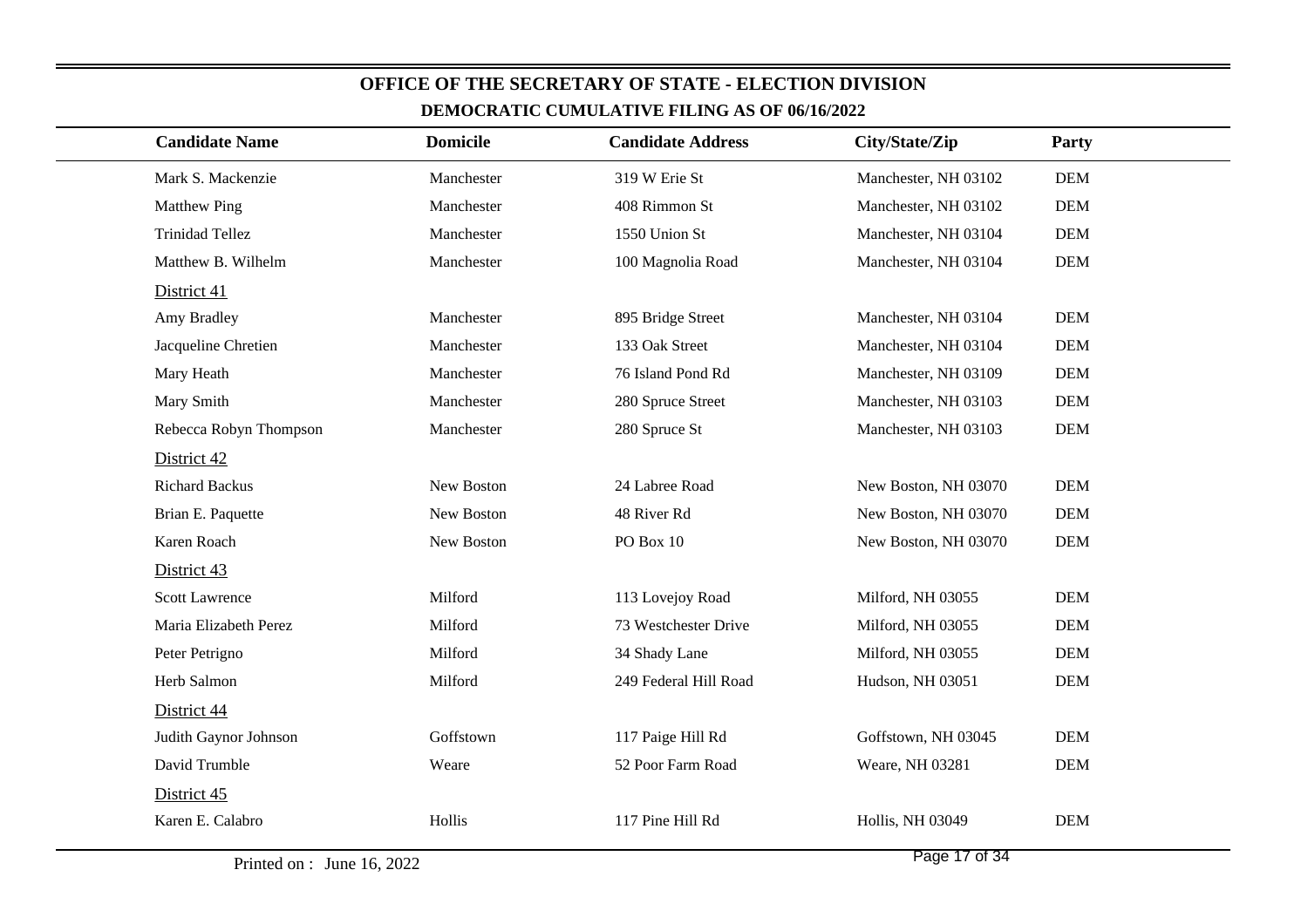# OFFICE OF THE SECRETARY OF STATE - ELECTION DIVISION

## DEMOCRATIC CUMULATIVE FILING AS OF 06/16/2022

| Candidate Name | Domicile | Candidate Address | City/State/Zip | Party |
|---|---|---|---|---|
| Mark S. Mackenzie | Manchester | 319 W Erie St | Manchester, NH 03102 | DEM |
| Matthew Ping | Manchester | 408 Rimmon St | Manchester, NH 03102 | DEM |
| Trinidad Tellez | Manchester | 1550 Union St | Manchester, NH 03104 | DEM |
| Matthew B. Wilhelm | Manchester | 100 Magnolia Road | Manchester, NH 03104 | DEM |
| District 41 | | | | |
| Amy Bradley | Manchester | 895 Bridge Street | Manchester, NH 03104 | DEM |
| Jacqueline Chretien | Manchester | 133 Oak Street | Manchester, NH 03104 | DEM |
| Mary Heath | Manchester | 76 Island Pond Rd | Manchester, NH 03109 | DEM |
| Mary Smith | Manchester | 280 Spruce Street | Manchester, NH 03103 | DEM |
| Rebecca Robyn Thompson | Manchester | 280 Spruce St | Manchester, NH 03103 | DEM |
| District 42 | | | | |
| Richard Backus | New Boston | 24 Labree Road | New Boston, NH 03070 | DEM |
| Brian E. Paquette | New Boston | 48 River Rd | New Boston, NH 03070 | DEM |
| Karen Roach | New Boston | PO Box 10 | New Boston, NH 03070 | DEM |
| District 43 | | | | |
| Scott Lawrence | Milford | 113 Lovejoy Road | Milford, NH 03055 | DEM |
| Maria Elizabeth Perez | Milford | 73 Westchester Drive | Milford, NH 03055 | DEM |
| Peter Petrigno | Milford | 34 Shady Lane | Milford, NH 03055 | DEM |
| Herb Salmon | Milford | 249 Federal Hill Road | Hudson, NH 03051 | DEM |
| District 44 | | | | |
| Judith Gaynor Johnson | Goffstown | 117 Paige Hill Rd | Goffstown, NH 03045 | DEM |
| David Trumble | Weare | 52 Poor Farm Road | Weare, NH 03281 | DEM |
| District 45 | | | | |
| Karen E. Calabro | Hollis | 117 Pine Hill Rd | Hollis, NH 03049 | DEM |

Printed on : June 16, 2022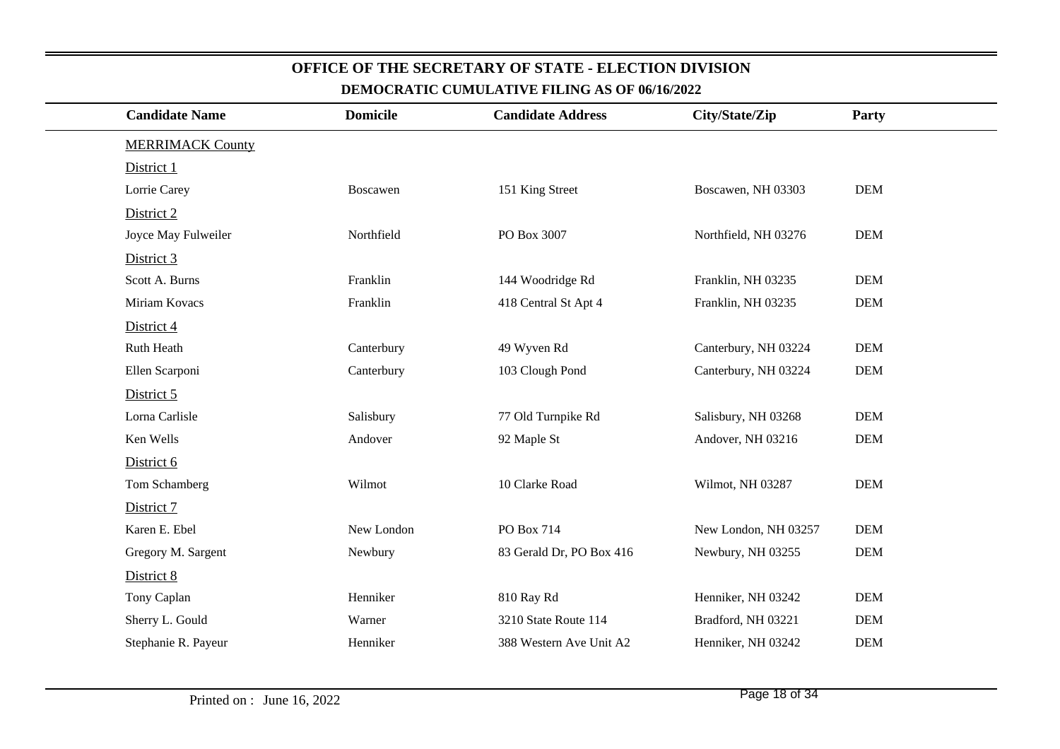# OFFICE OF THE SECRETARY OF STATE - ELECTION DIVISION

## DEMOCRATIC CUMULATIVE FILING AS OF 06/16/2022

| Candidate Name | Domicile | Candidate Address | City/State/Zip | Party |
|---|---|---|---|---|
| MERRIMACK County | | | | |
| District 1 | | | | |
| Lorrie Carey | Boscawen | 151 King Street | Boscawen, NH 03303 | DEM |
| District 2 | | | | |
| Joyce May Fulweiler | Northfield | PO Box 3007 | Northfield, NH 03276 | DEM |
| District 3 | | | | |
| Scott A. Burns | Franklin | 144 Woodridge Rd | Franklin, NH 03235 | DEM |
| Miriam Kovacs | Franklin | 418 Central St Apt 4 | Franklin, NH 03235 | DEM |
| District 4 | | | | |
| Ruth Heath | Canterbury | 49 Wyven Rd | Canterbury, NH 03224 | DEM |
| Ellen Scarponi | Canterbury | 103 Clough Pond | Canterbury, NH 03224 | DEM |
| District 5 | | | | |
| Lorna Carlisle | Salisbury | 77 Old Turnpike Rd | Salisbury, NH 03268 | DEM |
| Ken Wells | Andover | 92 Maple St | Andover, NH 03216 | DEM |
| District 6 | | | | |
| Tom Schamberg | Wilmot | 10 Clarke Road | Wilmot, NH 03287 | DEM |
| District 7 | | | | |
| Karen E. Ebel | New London | PO Box 714 | New London, NH 03257 | DEM |
| Gregory M. Sargent | Newbury | 83 Gerald Dr, PO Box 416 | Newbury, NH 03255 | DEM |
| District 8 | | | | |
| Tony Caplan | Henniker | 810 Ray Rd | Henniker, NH 03242 | DEM |
| Sherry L. Gould | Warner | 3210 State Route 114 | Bradford, NH 03221 | DEM |
| Stephanie R. Payeur | Henniker | 388 Western Ave Unit A2 | Henniker, NH 03242 | DEM |

Printed on : June 16, 2022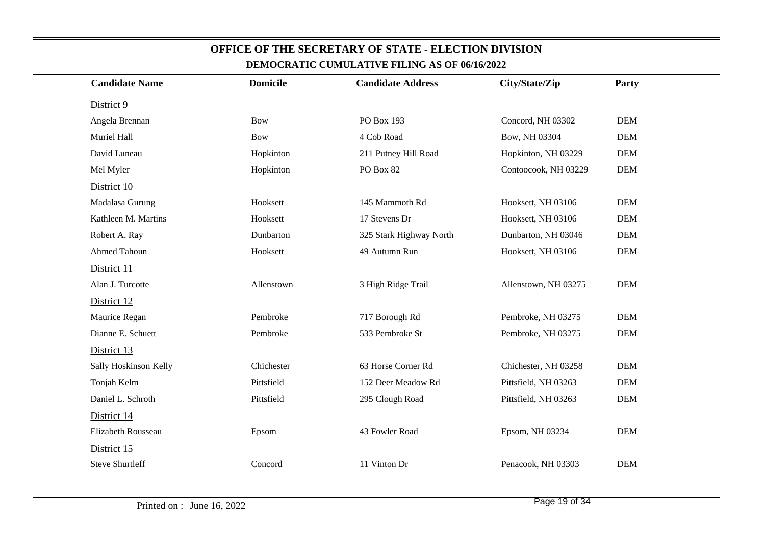# OFFICE OF THE SECRETARY OF STATE - ELECTION DIVISION

## DEMOCRATIC CUMULATIVE FILING AS OF 06/16/2022

| Candidate Name | Domicile | Candidate Address | City/State/Zip | Party |
|---|---|---|---|---|
| District 9 | | | | |
| Angela Brennan | Bow | PO Box 193 | Concord, NH 03302 | DEM |
| Muriel Hall | Bow | 4 Cob Road | Bow, NH 03304 | DEM |
| David Luneau | Hopkinton | 211 Putney Hill Road | Hopkinton, NH 03229 | DEM |
| Mel Myler | Hopkinton | PO Box 82 | Contoocook, NH 03229 | DEM |
| District 10 | | | | |
| Madalasa Gurung | Hooksett | 145 Mammoth Rd | Hooksett, NH 03106 | DEM |
| Kathleen M. Martins | Hooksett | 17 Stevens Dr | Hooksett, NH 03106 | DEM |
| Robert A. Ray | Dunbarton | 325 Stark Highway North | Dunbarton, NH 03046 | DEM |
| Ahmed Tahoun | Hooksett | 49 Autumn Run | Hooksett, NH 03106 | DEM |
| District 11 | | | | |
| Alan J. Turcotte | Allenstown | 3 High Ridge Trail | Allenstown, NH 03275 | DEM |
| District 12 | | | | |
| Maurice Regan | Pembroke | 717 Borough Rd | Pembroke, NH 03275 | DEM |
| Dianne E. Schuett | Pembroke | 533 Pembroke St | Pembroke, NH 03275 | DEM |
| District 13 | | | | |
| Sally Hoskinson Kelly | Chichester | 63 Horse Corner Rd | Chichester, NH 03258 | DEM |
| Tonjah Kelm | Pittsfield | 152 Deer Meadow Rd | Pittsfield, NH 03263 | DEM |
| Daniel L. Schroth | Pittsfield | 295 Clough Road | Pittsfield, NH 03263 | DEM |
| District 14 | | | | |
| Elizabeth Rousseau | Epsom | 43 Fowler Road | Epsom, NH 03234 | DEM |
| District 15 | | | | |
| Steve Shurtleff | Concord | 11 Vinton Dr | Penacook, NH 03303 | DEM |

Printed on : June 16, 2022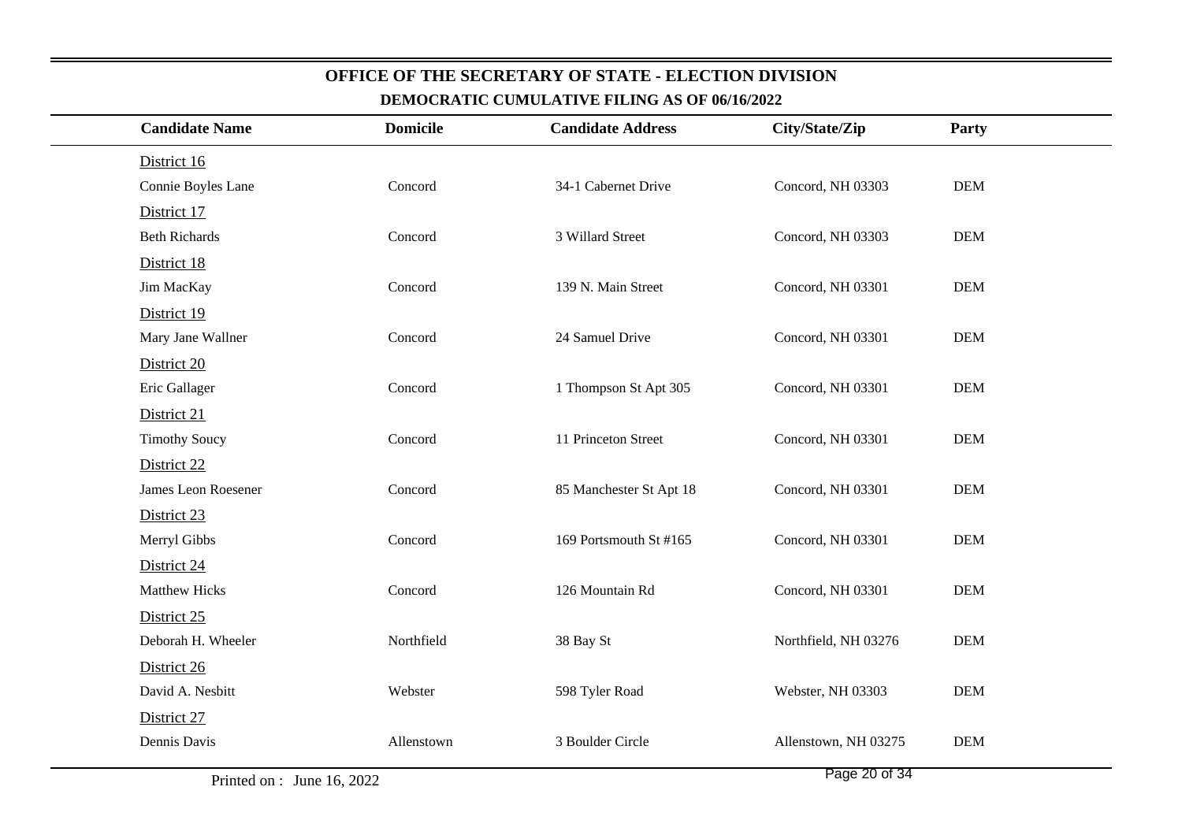## OFFICE OF THE SECRETARY OF STATE - ELECTION DIVISION

### DEMOCRATIC CUMULATIVE FILING AS OF 06/16/2022

| Candidate Name | Domicile | Candidate Address | City/State/Zip | Party |
|---|---|---|---|---|
| District 16 | | | | |
| Connie Boyles Lane | Concord | 34-1 Cabernet Drive | Concord, NH 03303 | DEM |
| District 17 | | | | |
| Beth Richards | Concord | 3 Willard Street | Concord, NH 03303 | DEM |
| District 18 | | | | |
| Jim MacKay | Concord | 139 N. Main Street | Concord, NH 03301 | DEM |
| District 19 | | | | |
| Mary Jane Wallner | Concord | 24 Samuel Drive | Concord, NH 03301 | DEM |
| District 20 | | | | |
| Eric Gallager | Concord | 1 Thompson St Apt 305 | Concord, NH 03301 | DEM |
| District 21 | | | | |
| Timothy Soucy | Concord | 11 Princeton Street | Concord, NH 03301 | DEM |
| District 22 | | | | |
| James Leon Roesener | Concord | 85 Manchester St Apt 18 | Concord, NH 03301 | DEM |
| District 23 | | | | |
| Merryl Gibbs | Concord | 169 Portsmouth St #165 | Concord, NH 03301 | DEM |
| District 24 | | | | |
| Matthew Hicks | Concord | 126 Mountain Rd | Concord, NH 03301 | DEM |
| District 25 | | | | |
| Deborah H. Wheeler | Northfield | 38 Bay St | Northfield, NH 03276 | DEM |
| District 26 | | | | |
| David A. Nesbitt | Webster | 598 Tyler Road | Webster, NH 03303 | DEM |
| District 27 | | | | |
| Dennis Davis | Allenstown | 3 Boulder Circle | Allenstown, NH 03275 | DEM |

Printed on : June 16, 2022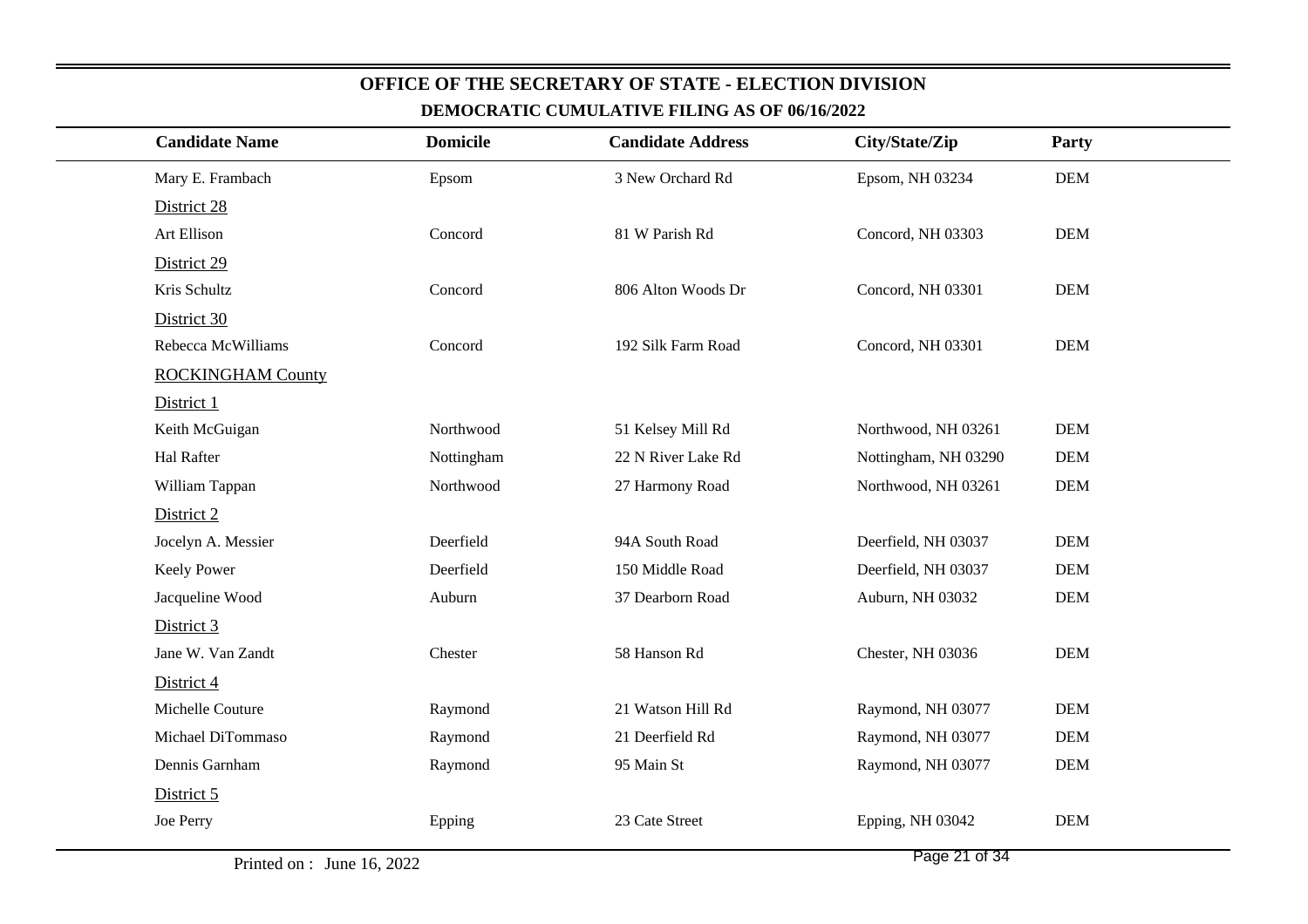# OFFICE OF THE SECRETARY OF STATE - ELECTION DIVISION

## DEMOCRATIC CUMULATIVE FILING AS OF 06/16/2022

| Candidate Name | Domicile | Candidate Address | City/State/Zip | Party |
|---|---|---|---|---|
| Mary E. Frambach | Epsom | 3 New Orchard Rd | Epsom, NH 03234 | DEM |
| District 28 | | | | |
| Art Ellison | Concord | 81 W Parish Rd | Concord, NH 03303 | DEM |
| District 29 | | | | |
| Kris Schultz | Concord | 806 Alton Woods Dr | Concord, NH 03301 | DEM |
| District 30 | | | | |
| Rebecca McWilliams | Concord | 192 Silk Farm Road | Concord, NH 03301 | DEM |
| ROCKINGHAM County | | | | |
| District 1 | | | | |
| Keith McGuigan | Northwood | 51 Kelsey Mill Rd | Northwood, NH 03261 | DEM |
| Hal Rafter | Nottingham | 22 N River Lake Rd | Nottingham, NH 03290 | DEM |
| William Tappan | Northwood | 27 Harmony Road | Northwood, NH 03261 | DEM |
| District 2 | | | | |
| Jocelyn A. Messier | Deerfield | 94A South Road | Deerfield, NH 03037 | DEM |
| Keely Power | Deerfield | 150 Middle Road | Deerfield, NH 03037 | DEM |
| Jacqueline Wood | Auburn | 37 Dearborn Road | Auburn, NH 03032 | DEM |
| District 3 | | | | |
| Jane W. Van Zandt | Chester | 58 Hanson Rd | Chester, NH 03036 | DEM |
| District 4 | | | | |
| Michelle Couture | Raymond | 21 Watson Hill Rd | Raymond, NH 03077 | DEM |
| Michael DiTommaso | Raymond | 21 Deerfield Rd | Raymond, NH 03077 | DEM |
| Dennis Garnham | Raymond | 95 Main St | Raymond, NH 03077 | DEM |
| District 5 | | | | |
| Joe Perry | Epping | 23 Cate Street | Epping, NH 03042 | DEM |

Printed on : June 16, 2022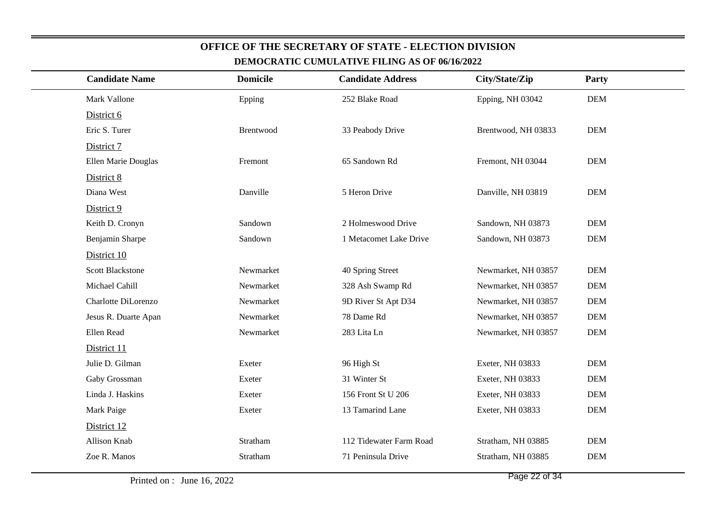# OFFICE OF THE SECRETARY OF STATE - ELECTION DIVISION

## DEMOCRATIC CUMULATIVE FILING AS OF 06/16/2022

| Candidate Name | Domicile | Candidate Address | City/State/Zip | Party |
|---|---|---|---|---|
| Mark Vallone | Epping | 252 Blake Road | Epping, NH 03042 | DEM |
| District 6 | | | | |
| Eric S. Turer | Brentwood | 33 Peabody Drive | Brentwood, NH 03833 | DEM |
| District 7 | | | | |
| Ellen Marie Douglas | Fremont | 65 Sandown Rd | Fremont, NH 03044 | DEM |
| District 8 | | | | |
| Diana West | Danville | 5 Heron Drive | Danville, NH 03819 | DEM |
| District 9 | | | | |
| Keith D. Cronyn | Sandown | 2 Holmeswood Drive | Sandown, NH 03873 | DEM |
| Benjamin Sharpe | Sandown | 1 Metacomet Lake Drive | Sandown, NH 03873 | DEM |
| District 10 | | | | |
| Scott Blackstone | Newmarket | 40 Spring Street | Newmarket, NH 03857 | DEM |
| Michael Cahill | Newmarket | 328 Ash Swamp Rd | Newmarket, NH 03857 | DEM |
| Charlotte DiLorenzo | Newmarket | 9D River St Apt D34 | Newmarket, NH 03857 | DEM |
| Jesus R. Duarte Apan | Newmarket | 78 Dame Rd | Newmarket, NH 03857 | DEM |
| Ellen Read | Newmarket | 283 Lita Ln | Newmarket, NH 03857 | DEM |
| District 11 | | | | |
| Julie D. Gilman | Exeter | 96 High St | Exeter, NH 03833 | DEM |
| Gaby Grossman | Exeter | 31 Winter St | Exeter, NH 03833 | DEM |
| Linda J. Haskins | Exeter | 156 Front St U 206 | Exeter, NH 03833 | DEM |
| Mark Paige | Exeter | 13 Tamarind Lane | Exeter, NH 03833 | DEM |
| District 12 | | | | |
| Allison Knab | Stratham | 112 Tidewater Farm Road | Stratham, NH 03885 | DEM |
| Zoe R. Manos | Stratham | 71 Peninsula Drive | Stratham, NH 03885 | DEM |

Printed on : June 16, 2022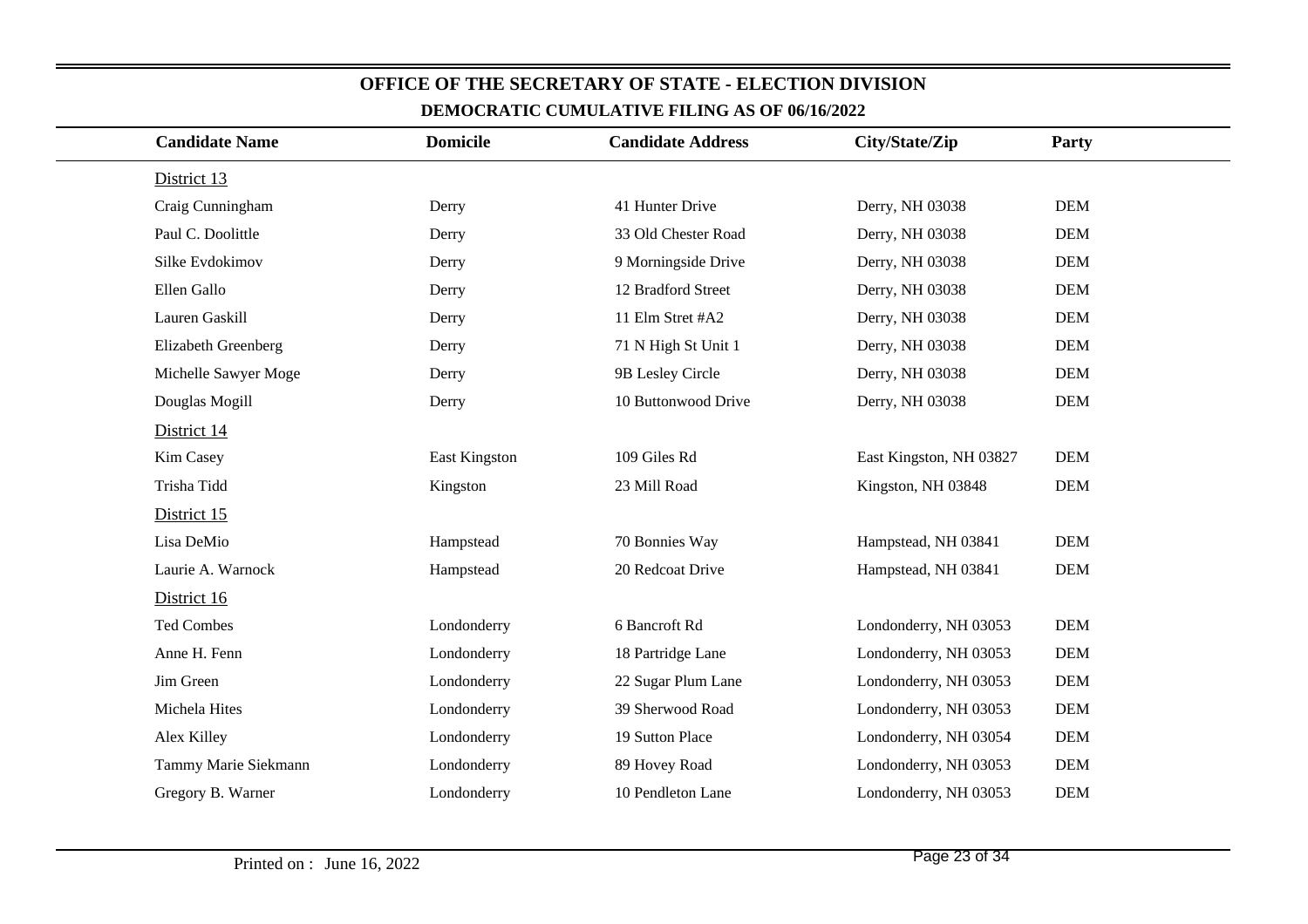## OFFICE OF THE SECRETARY OF STATE - ELECTION DIVISION

### DEMOCRATIC CUMULATIVE FILING AS OF 06/16/2022

| Candidate Name | Domicile | Candidate Address | City/State/Zip | Party |
|---|---|---|---|---|
| District 13 | | | | |
| Craig Cunningham | Derry | 41 Hunter Drive | Derry, NH 03038 | DEM |
| Paul C. Doolittle | Derry | 33 Old Chester Road | Derry, NH 03038 | DEM |
| Silke Evdokimov | Derry | 9 Morningside Drive | Derry, NH 03038 | DEM |
| Ellen Gallo | Derry | 12 Bradford Street | Derry, NH 03038 | DEM |
| Lauren Gaskill | Derry | 11 Elm Stret #A2 | Derry, NH 03038 | DEM |
| Elizabeth Greenberg | Derry | 71 N High St Unit 1 | Derry, NH 03038 | DEM |
| Michelle Sawyer Moge | Derry | 9B Lesley Circle | Derry, NH 03038 | DEM |
| Douglas Mogill | Derry | 10 Buttonwood Drive | Derry, NH 03038 | DEM |
| District 14 | | | | |
| Kim Casey | East Kingston | 109 Giles Rd | East Kingston, NH 03827 | DEM |
| Trisha Tidd | Kingston | 23 Mill Road | Kingston, NH 03848 | DEM |
| District 15 | | | | |
| Lisa DeMio | Hampstead | 70 Bonnies Way | Hampstead, NH 03841 | DEM |
| Laurie A. Warnock | Hampstead | 20 Redcoat Drive | Hampstead, NH 03841 | DEM |
| District 16 | | | | |
| Ted Combes | Londonderry | 6 Bancroft Rd | Londonderry, NH 03053 | DEM |
| Anne H. Fenn | Londonderry | 18 Partridge Lane | Londonderry, NH 03053 | DEM |
| Jim Green | Londonderry | 22 Sugar Plum Lane | Londonderry, NH 03053 | DEM |
| Michela Hites | Londonderry | 39 Sherwood Road | Londonderry, NH 03053 | DEM |
| Alex Killey | Londonderry | 19 Sutton Place | Londonderry, NH 03054 | DEM |
| Tammy Marie Siekmann | Londonderry | 89 Hovey Road | Londonderry, NH 03053 | DEM |
| Gregory B. Warner | Londonderry | 10 Pendleton Lane | Londonderry, NH 03053 | DEM |

Printed on : June 16, 2022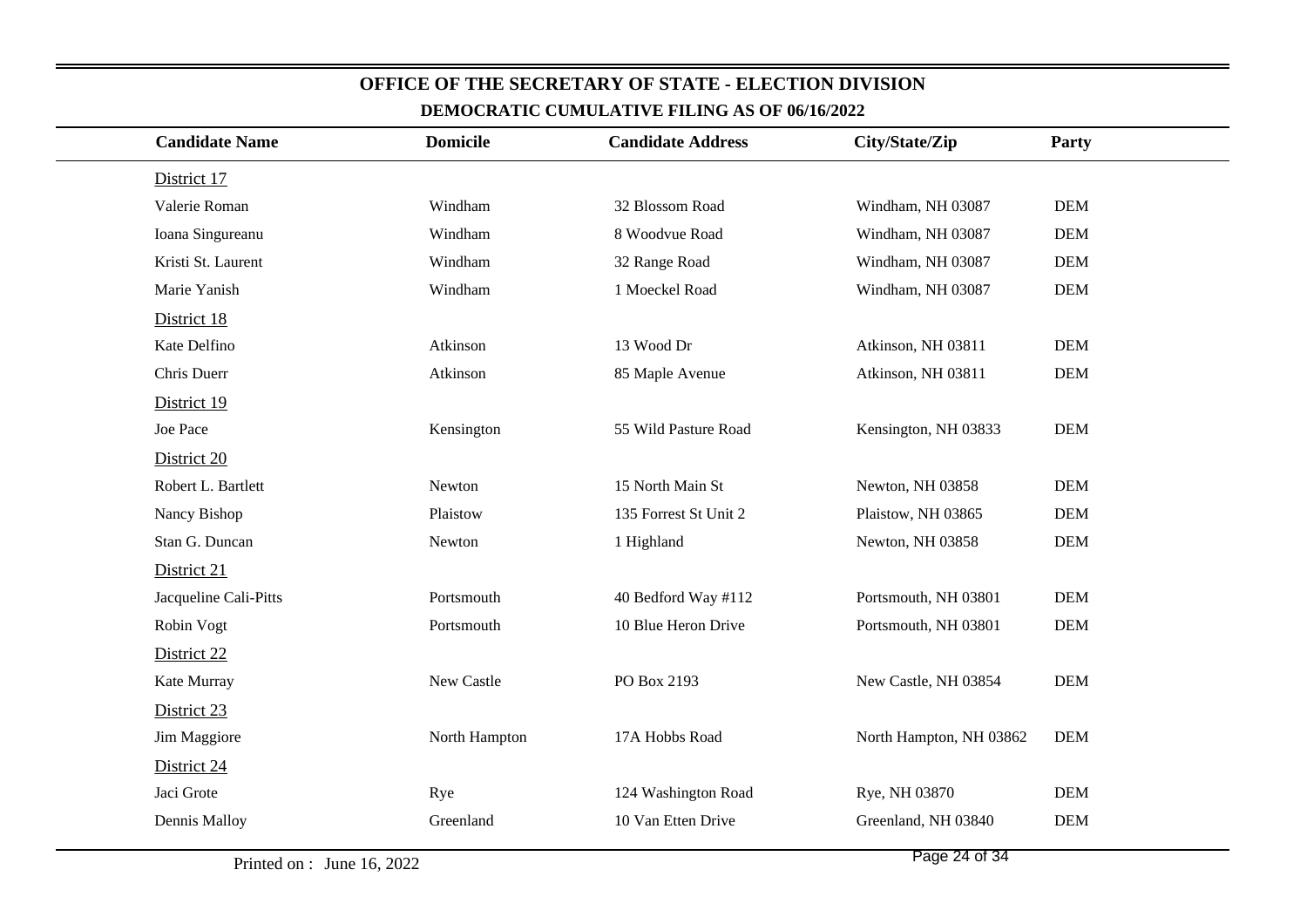# OFFICE OF THE SECRETARY OF STATE - ELECTION DIVISION

## DEMOCRATIC CUMULATIVE FILING AS OF 06/16/2022

| Candidate Name | Domicile | Candidate Address | City/State/Zip | Party |
|---|---|---|---|---|
| District 17 | | | | |
| Valerie Roman | Windham | 32 Blossom Road | Windham, NH 03087 | DEM |
| Ioana Singureanu | Windham | 8 Woodvue Road | Windham, NH 03087 | DEM |
| Kristi St. Laurent | Windham | 32 Range Road | Windham, NH 03087 | DEM |
| Marie Yanish | Windham | 1 Moeckel Road | Windham, NH 03087 | DEM |
| District 18 | | | | |
| Kate Delfino | Atkinson | 13 Wood Dr | Atkinson, NH 03811 | DEM |
| Chris Duerr | Atkinson | 85 Maple Avenue | Atkinson, NH 03811 | DEM |
| District 19 | | | | |
| Joe Pace | Kensington | 55 Wild Pasture Road | Kensington, NH 03833 | DEM |
| District 20 | | | | |
| Robert L. Bartlett | Newton | 15 North Main St | Newton, NH 03858 | DEM |
| Nancy Bishop | Plaistow | 135 Forrest St Unit 2 | Plaistow, NH 03865 | DEM |
| Stan G. Duncan | Newton | 1 Highland | Newton, NH 03858 | DEM |
| District 21 | | | | |
| Jacqueline Cali-Pitts | Portsmouth | 40 Bedford Way #112 | Portsmouth, NH 03801 | DEM |
| Robin Vogt | Portsmouth | 10 Blue Heron Drive | Portsmouth, NH 03801 | DEM |
| District 22 | | | | |
| Kate Murray | New Castle | PO Box 2193 | New Castle, NH 03854 | DEM |
| District 23 | | | | |
| Jim Maggiore | North Hampton | 17A Hobbs Road | North Hampton, NH 03862 | DEM |
| District 24 | | | | |
| Jaci Grote | Rye | 124 Washington Road | Rye, NH 03870 | DEM |
| Dennis Malloy | Greenland | 10 Van Etten Drive | Greenland, NH 03840 | DEM |

Printed on : June 16, 2022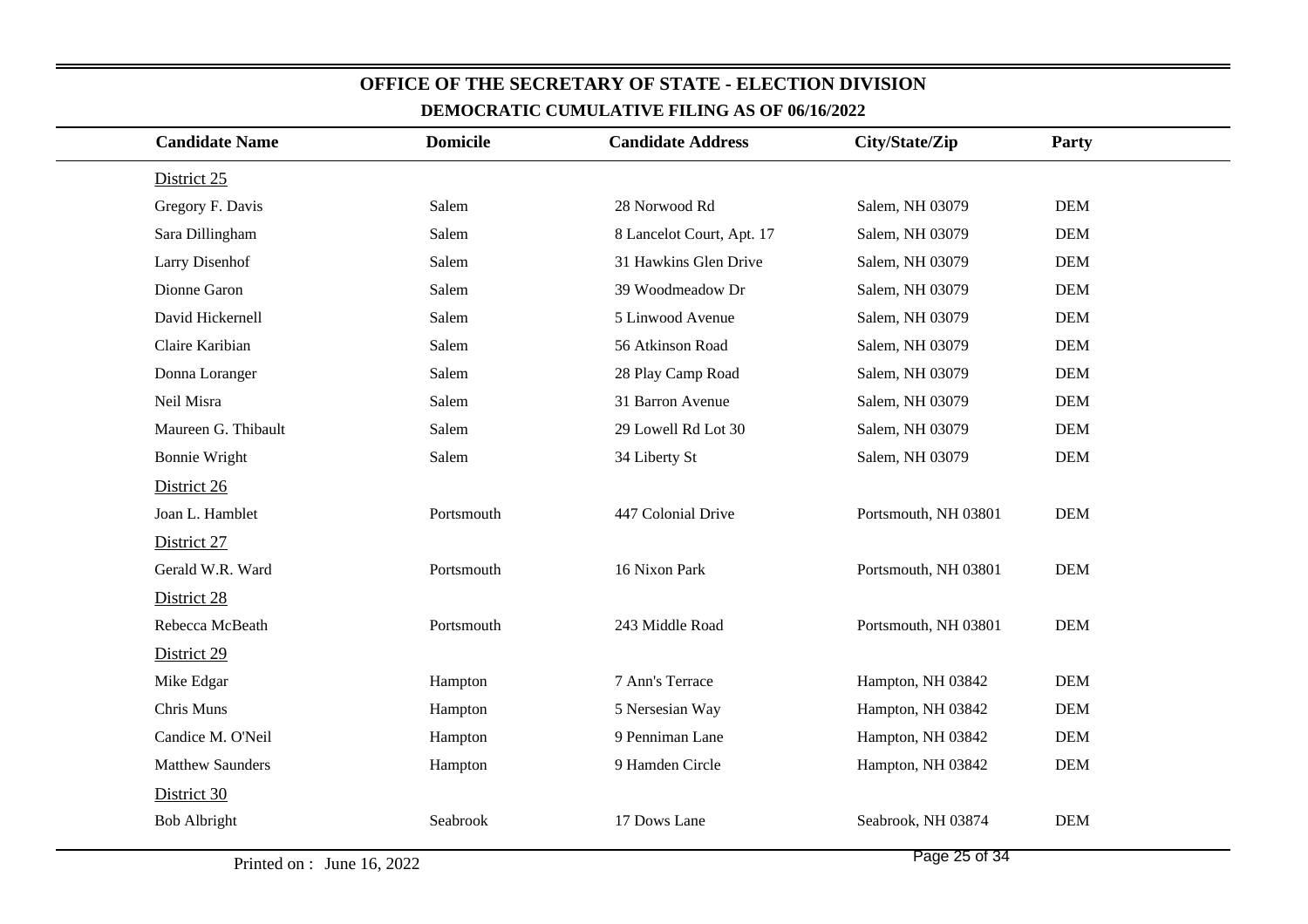## OFFICE OF THE SECRETARY OF STATE - ELECTION DIVISION

### DEMOCRATIC CUMULATIVE FILING AS OF 06/16/2022

| Candidate Name | Domicile | Candidate Address | City/State/Zip | Party |
|---|---|---|---|---|
| District 25 | | | | |
| Gregory F. Davis | Salem | 28 Norwood Rd | Salem, NH 03079 | DEM |
| Sara Dillingham | Salem | 8 Lancelot Court, Apt. 17 | Salem, NH 03079 | DEM |
| Larry Disenhof | Salem | 31 Hawkins Glen Drive | Salem, NH 03079 | DEM |
| Dionne Garon | Salem | 39 Woodmeadow Dr | Salem, NH 03079 | DEM |
| David Hickernell | Salem | 5 Linwood Avenue | Salem, NH 03079 | DEM |
| Claire Karibian | Salem | 56 Atkinson Road | Salem, NH 03079 | DEM |
| Donna Loranger | Salem | 28 Play Camp Road | Salem, NH 03079 | DEM |
| Neil Misra | Salem | 31 Barron Avenue | Salem, NH 03079 | DEM |
| Maureen G. Thibault | Salem | 29 Lowell Rd Lot 30 | Salem, NH 03079 | DEM |
| Bonnie Wright | Salem | 34 Liberty St | Salem, NH 03079 | DEM |
| District 26 | | | | |
| Joan L. Hamblet | Portsmouth | 447 Colonial Drive | Portsmouth, NH 03801 | DEM |
| District 27 | | | | |
| Gerald W.R. Ward | Portsmouth | 16 Nixon Park | Portsmouth, NH 03801 | DEM |
| District 28 | | | | |
| Rebecca McBeath | Portsmouth | 243 Middle Road | Portsmouth, NH 03801 | DEM |
| District 29 | | | | |
| Mike Edgar | Hampton | 7 Ann's Terrace | Hampton, NH 03842 | DEM |
| Chris Muns | Hampton | 5 Nersesian Way | Hampton, NH 03842 | DEM |
| Candice M. O'Neil | Hampton | 9 Penniman Lane | Hampton, NH 03842 | DEM |
| Matthew Saunders | Hampton | 9 Hamden Circle | Hampton, NH 03842 | DEM |
| District 30 | | | | |
| Bob Albright | Seabrook | 17 Dows Lane | Seabrook, NH 03874 | DEM |

Printed on : June 16, 2022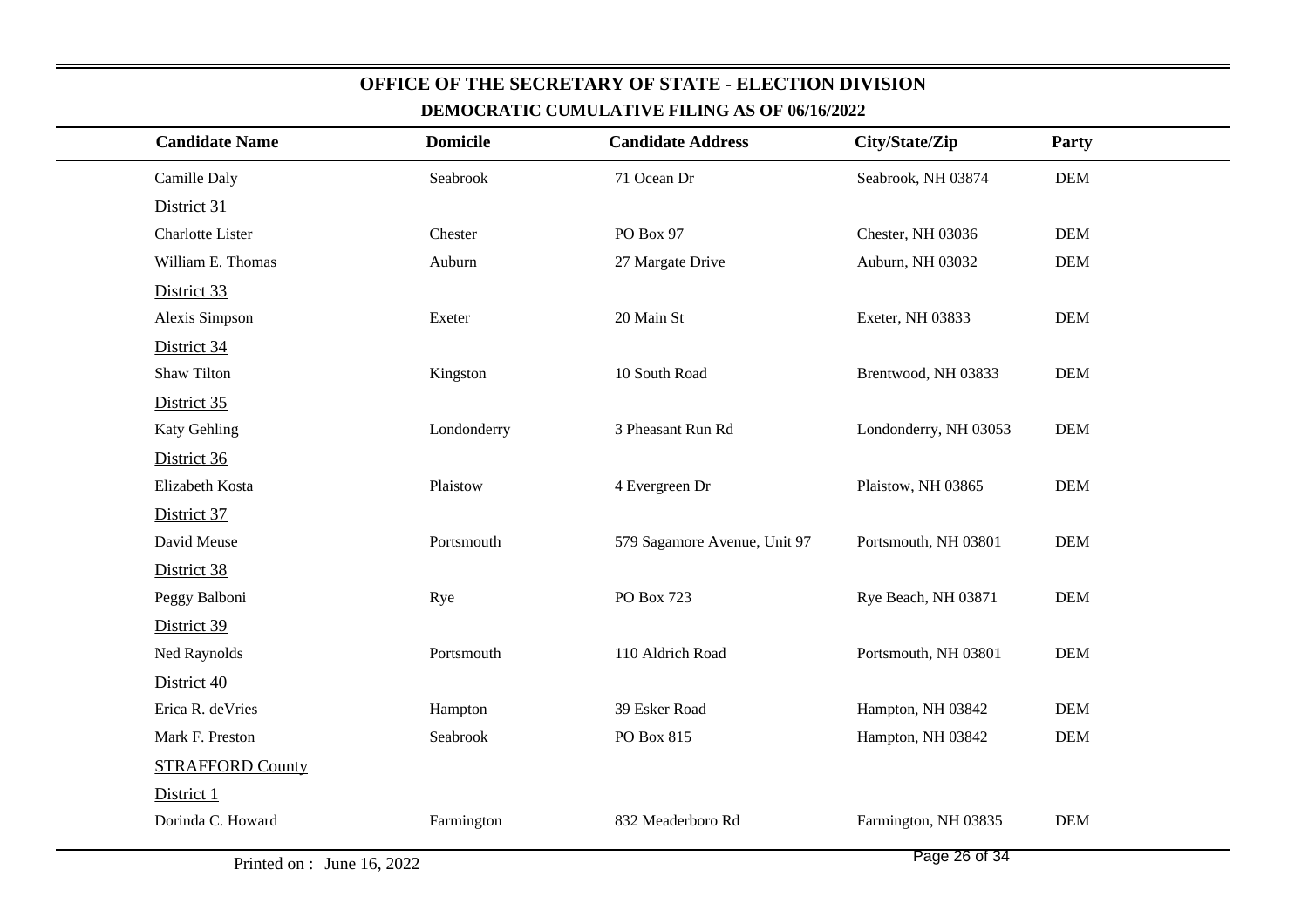# OFFICE OF THE SECRETARY OF STATE - ELECTION DIVISION

## DEMOCRATIC CUMULATIVE FILING AS OF 06/16/2022

| Candidate Name | Domicile | Candidate Address | City/State/Zip | Party |
|---|---|---|---|---|
| Camille Daly | Seabrook | 71 Ocean Dr | Seabrook, NH 03874 | DEM |
| District 31 | | | | |
| Charlotte Lister | Chester | PO Box 97 | Chester, NH 03036 | DEM |
| William E. Thomas | Auburn | 27 Margate Drive | Auburn, NH 03032 | DEM |
| District 33 | | | | |
| Alexis Simpson | Exeter | 20 Main St | Exeter, NH 03833 | DEM |
| District 34 | | | | |
| Shaw Tilton | Kingston | 10 South Road | Brentwood, NH 03833 | DEM |
| District 35 | | | | |
| Katy Gehling | Londonderry | 3 Pheasant Run Rd | Londonderry, NH 03053 | DEM |
| District 36 | | | | |
| Elizabeth Kosta | Plaistow | 4 Evergreen Dr | Plaistow, NH 03865 | DEM |
| District 37 | | | | |
| David Meuse | Portsmouth | 579 Sagamore Avenue, Unit 97 | Portsmouth, NH 03801 | DEM |
| District 38 | | | | |
| Peggy Balboni | Rye | PO Box 723 | Rye Beach, NH 03871 | DEM |
| District 39 | | | | |
| Ned Raynolds | Portsmouth | 110 Aldrich Road | Portsmouth, NH 03801 | DEM |
| District 40 | | | | |
| Erica R. deVries | Hampton | 39 Esker Road | Hampton, NH 03842 | DEM |
| Mark F. Preston | Seabrook | PO Box 815 | Hampton, NH 03842 | DEM |
| STRAFFORD County | | | | |
| District 1 | | | | |
| Dorinda C. Howard | Farmington | 832 Meaderboro Rd | Farmington, NH 03835 | DEM |

Printed on : June 16, 2022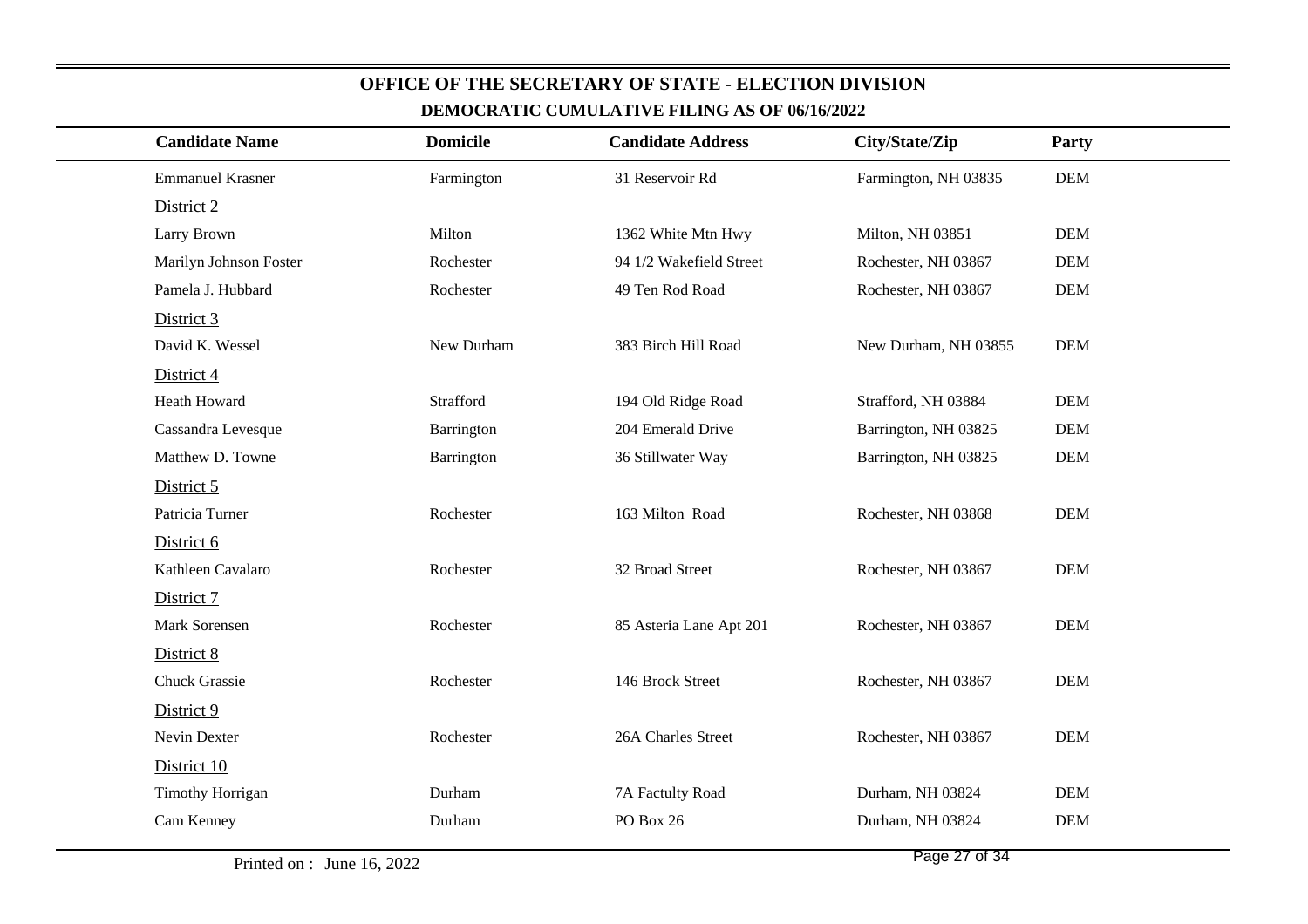## OFFICE OF THE SECRETARY OF STATE - ELECTION DIVISION

### DEMOCRATIC CUMULATIVE FILING AS OF 06/16/2022

| Candidate Name | Domicile | Candidate Address | City/State/Zip | Party |
|---|---|---|---|---|
| Emmanuel Krasner | Farmington | 31 Reservoir Rd | Farmington, NH 03835 | DEM |
| District 2 | | | | |
| Larry Brown | Milton | 1362 White Mtn Hwy | Milton, NH 03851 | DEM |
| Marilyn Johnson Foster | Rochester | 94 1/2 Wakefield Street | Rochester, NH 03867 | DEM |
| Pamela J. Hubbard | Rochester | 49 Ten Rod Road | Rochester, NH 03867 | DEM |
| District 3 | | | | |
| David K. Wessel | New Durham | 383 Birch Hill Road | New Durham, NH 03855 | DEM |
| District 4 | | | | |
| Heath Howard | Strafford | 194 Old Ridge Road | Strafford, NH 03884 | DEM |
| Cassandra Levesque | Barrington | 204 Emerald Drive | Barrington, NH 03825 | DEM |
| Matthew D. Towne | Barrington | 36 Stillwater Way | Barrington, NH 03825 | DEM |
| District 5 | | | | |
| Patricia Turner | Rochester | 163 Milton Road | Rochester, NH 03868 | DEM |
| District 6 | | | | |
| Kathleen Cavalaro | Rochester | 32 Broad Street | Rochester, NH 03867 | DEM |
| District 7 | | | | |
| Mark Sorensen | Rochester | 85 Asteria Lane Apt 201 | Rochester, NH 03867 | DEM |
| District 8 | | | | |
| Chuck Grassie | Rochester | 146 Brock Street | Rochester, NH 03867 | DEM |
| District 9 | | | | |
| Nevin Dexter | Rochester | 26A Charles Street | Rochester, NH 03867 | DEM |
| District 10 | | | | |
| Timothy Horrigan | Durham | 7A Factulty Road | Durham, NH 03824 | DEM |
| Cam Kenney | Durham | PO Box 26 | Durham, NH 03824 | DEM |

Printed on : June 16, 2022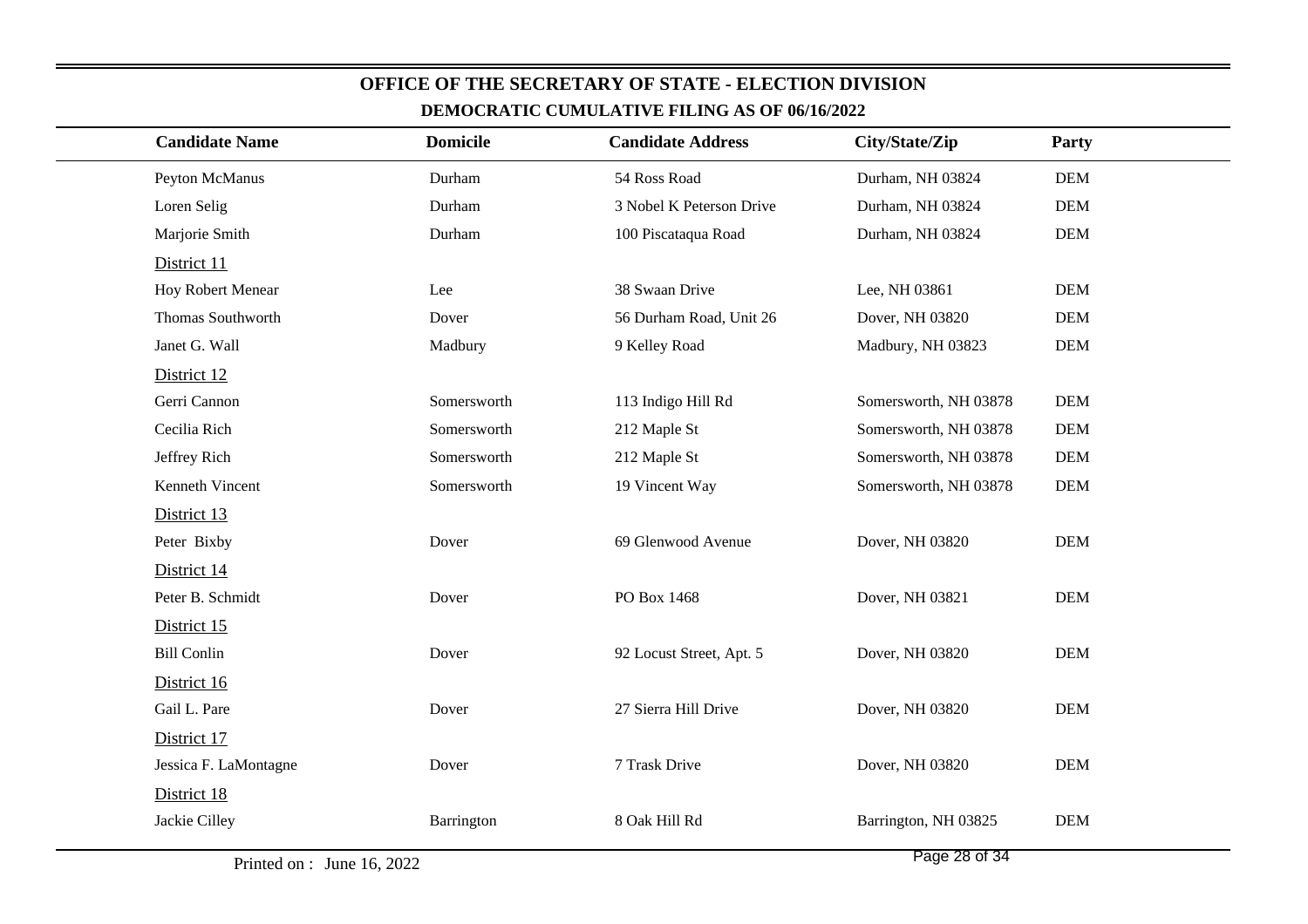# OFFICE OF THE SECRETARY OF STATE - ELECTION DIVISION

## DEMOCRATIC CUMULATIVE FILING AS OF 06/16/2022

| Candidate Name | Domicile | Candidate Address | City/State/Zip | Party |
|---|---|---|---|---|
| Peyton McManus | Durham | 54 Ross Road | Durham, NH 03824 | DEM |
| Loren Selig | Durham | 3 Nobel K Peterson Drive | Durham, NH 03824 | DEM |
| Marjorie Smith | Durham | 100 Piscataqua Road | Durham, NH 03824 | DEM |
| District 11 | | | | |
| Hoy Robert Menear | Lee | 38 Swaan Drive | Lee, NH 03861 | DEM |
| Thomas Southworth | Dover | 56 Durham Road, Unit 26 | Dover, NH 03820 | DEM |
| Janet G. Wall | Madbury | 9 Kelley Road | Madbury, NH 03823 | DEM |
| District 12 | | | | |
| Gerri Cannon | Somersworth | 113 Indigo Hill Rd | Somersworth, NH 03878 | DEM |
| Cecilia Rich | Somersworth | 212 Maple St | Somersworth, NH 03878 | DEM |
| Jeffrey Rich | Somersworth | 212 Maple St | Somersworth, NH 03878 | DEM |
| Kenneth Vincent | Somersworth | 19 Vincent Way | Somersworth, NH 03878 | DEM |
| District 13 | | | | |
| Peter Bixby | Dover | 69 Glenwood Avenue | Dover, NH 03820 | DEM |
| District 14 | | | | |
| Peter B. Schmidt | Dover | PO Box 1468 | Dover, NH 03821 | DEM |
| District 15 | | | | |
| Bill Conlin | Dover | 92 Locust Street, Apt. 5 | Dover, NH 03820 | DEM |
| District 16 | | | | |
| Gail L. Pare | Dover | 27 Sierra Hill Drive | Dover, NH 03820 | DEM |
| District 17 | | | | |
| Jessica F. LaMontagne | Dover | 7 Trask Drive | Dover, NH 03820 | DEM |
| District 18 | | | | |
| Jackie Cilley | Barrington | 8 Oak Hill Rd | Barrington, NH 03825 | DEM |

Printed on : June 16, 2022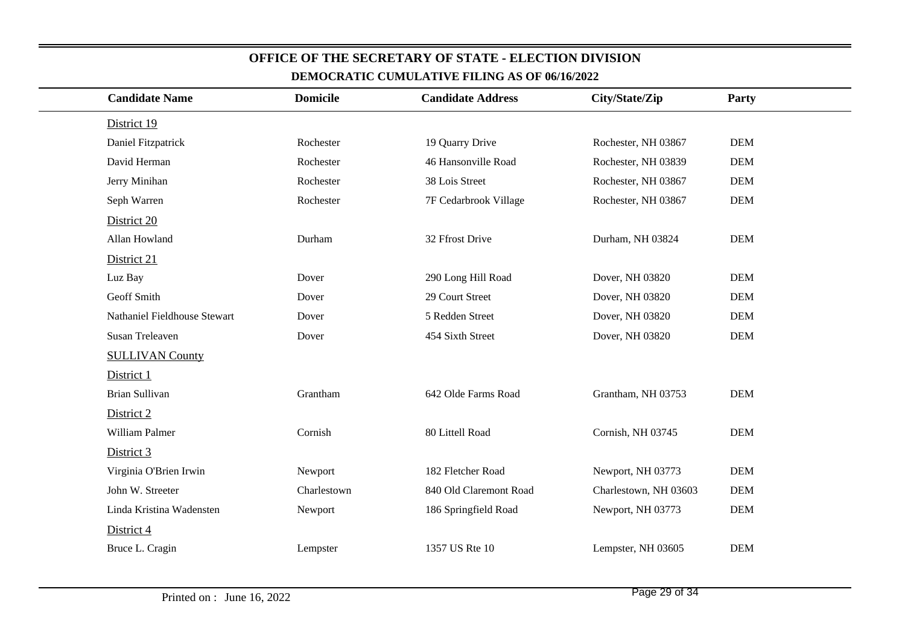## OFFICE OF THE SECRETARY OF STATE - ELECTION DIVISION

### DEMOCRATIC CUMULATIVE FILING AS OF 06/16/2022

| Candidate Name | Domicile | Candidate Address | City/State/Zip | Party |
|---|---|---|---|---|
| District 19 | | | | |
| Daniel Fitzpatrick | Rochester | 19 Quarry Drive | Rochester, NH 03867 | DEM |
| David Herman | Rochester | 46 Hansonville Road | Rochester, NH 03839 | DEM |
| Jerry Minihan | Rochester | 38 Lois Street | Rochester, NH 03867 | DEM |
| Seph Warren | Rochester | 7F Cedarbrook Village | Rochester, NH 03867 | DEM |
| District 20 | | | | |
| Allan Howland | Durham | 32 Ffrost Drive | Durham, NH 03824 | DEM |
| District 21 | | | | |
| Luz Bay | Dover | 290 Long Hill Road | Dover, NH 03820 | DEM |
| Geoff Smith | Dover | 29 Court Street | Dover, NH 03820 | DEM |
| Nathaniel Fieldhouse Stewart | Dover | 5 Redden Street | Dover, NH 03820 | DEM |
| Susan Treleaven | Dover | 454 Sixth Street | Dover, NH 03820 | DEM |
| SULLIVAN County | | | | |
| District 1 | | | | |
| Brian Sullivan | Grantham | 642 Olde Farms Road | Grantham, NH 03753 | DEM |
| District 2 | | | | |
| William Palmer | Cornish | 80 Littell Road | Cornish, NH 03745 | DEM |
| District 3 | | | | |
| Virginia O'Brien Irwin | Newport | 182 Fletcher Road | Newport, NH 03773 | DEM |
| John W. Streeter | Charlestown | 840 Old Claremont Road | Charlestown, NH 03603 | DEM |
| Linda Kristina Wadensten | Newport | 186 Springfield Road | Newport, NH 03773 | DEM |
| District 4 | | | | |
| Bruce L. Cragin | Lempster | 1357 US Rte 10 | Lempster, NH 03605 | DEM |

Printed on : June 16, 2022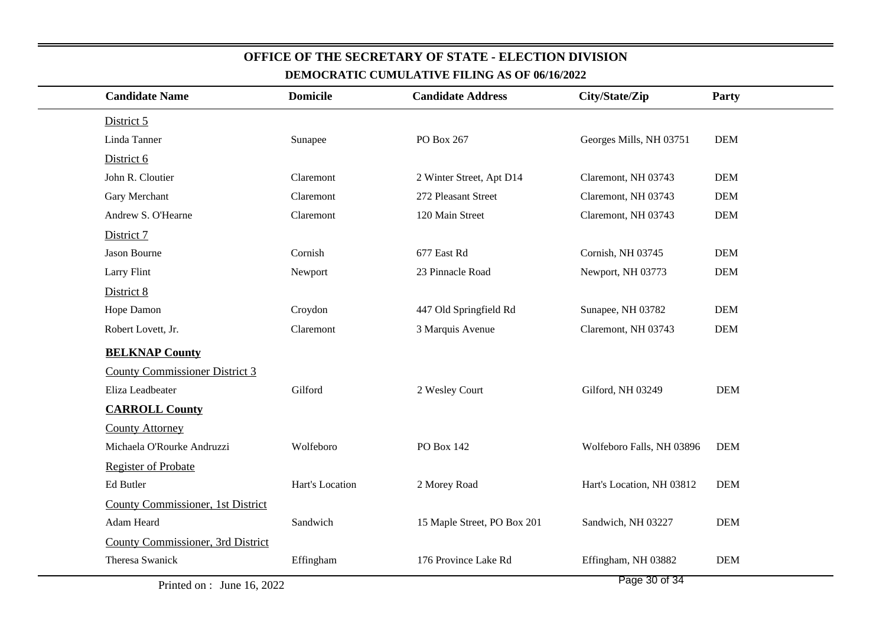## OFFICE OF THE SECRETARY OF STATE - ELECTION DIVISION

### DEMOCRATIC CUMULATIVE FILING AS OF 06/16/2022

| Candidate Name | Domicile | Candidate Address | City/State/Zip | Party |
|---|---|---|---|---|
| District 5 | | | | |
| Linda Tanner | Sunapee | PO Box 267 | Georges Mills, NH 03751 | DEM |
| District 6 | | | | |
| John R. Cloutier | Claremont | 2 Winter Street, Apt D14 | Claremont, NH 03743 | DEM |
| Gary Merchant | Claremont | 272 Pleasant Street | Claremont, NH 03743 | DEM |
| Andrew S. O'Hearne | Claremont | 120 Main Street | Claremont, NH 03743 | DEM |
| District 7 | | | | |
| Jason Bourne | Cornish | 677 East Rd | Cornish, NH 03745 | DEM |
| Larry Flint | Newport | 23 Pinnacle Road | Newport, NH 03773 | DEM |
| District 8 | | | | |
| Hope Damon | Croydon | 447 Old Springfield Rd | Sunapee, NH 03782 | DEM |
| Robert Lovett, Jr. | Claremont | 3 Marquis Avenue | Claremont, NH 03743 | DEM |
| **BELKNAP County** | | | | |
| County Commissioner District 3 | | | | |
| Eliza Leadbeater | Gilford | 2 Wesley Court | Gilford, NH 03249 | DEM |
| **CARROLL County** | | | | |
| County Attorney | | | | |
| Michaela O'Rourke Andruzzi | Wolfeboro | PO Box 142 | Wolfeboro Falls, NH 03896 | DEM |
| Register of Probate | | | | |
| Ed Butler | Hart's Location | 2 Morey Road | Hart's Location, NH 03812 | DEM |
| County Commissioner, 1st District | | | | |
| Adam Heard | Sandwich | 15 Maple Street, PO Box 201 | Sandwich, NH 03227 | DEM |
| County Commissioner, 3rd District | | | | |
| Theresa Swanick | Effingham | 176 Province Lake Rd | Effingham, NH 03882 | DEM |

Printed on : June 16, 2022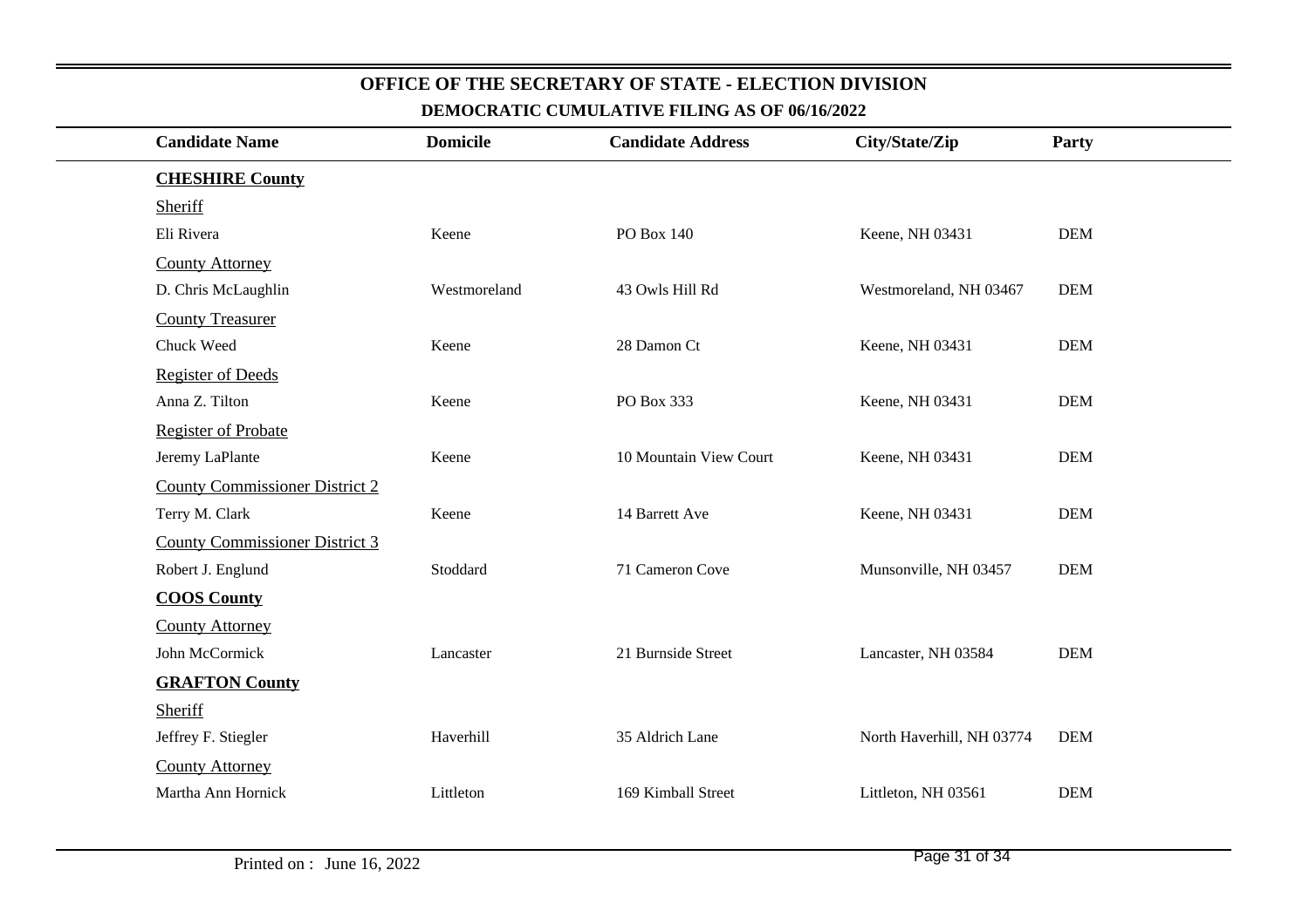# OFFICE OF THE SECRETARY OF STATE - ELECTION DIVISION

## DEMOCRATIC CUMULATIVE FILING AS OF 06/16/2022

| Candidate Name | Domicile | Candidate Address | City/State/Zip | Party |
|---|---|---|---|---|
| **CHESHIRE County** | | | | |
| Sheriff | | | | |
| Eli Rivera | Keene | PO Box 140 | Keene, NH 03431 | DEM |
| County Attorney | | | | |
| D. Chris McLaughlin | Westmoreland | 43 Owls Hill Rd | Westmoreland, NH 03467 | DEM |
| County Treasurer | | | | |
| Chuck Weed | Keene | 28 Damon Ct | Keene, NH 03431 | DEM |
| Register of Deeds | | | | |
| Anna Z. Tilton | Keene | PO Box 333 | Keene, NH 03431 | DEM |
| Register of Probate | | | | |
| Jeremy LaPlante | Keene | 10 Mountain View Court | Keene, NH 03431 | DEM |
| County Commissioner District 2 | | | | |
| Terry M. Clark | Keene | 14 Barrett Ave | Keene, NH 03431 | DEM |
| County Commissioner District 3 | | | | |
| Robert J. Englund | Stoddard | 71 Cameron Cove | Munsonville, NH 03457 | DEM |
| **COOS County** | | | | |
| County Attorney | | | | |
| John McCormick | Lancaster | 21 Burnside Street | Lancaster, NH 03584 | DEM |
| **GRAFTON County** | | | | |
| Sheriff | | | | |
| Jeffrey F. Stiegler | Haverhill | 35 Aldrich Lane | North Haverhill, NH 03774 | DEM |
| County Attorney | | | | |
| Martha Ann Hornick | Littleton | 169 Kimball Street | Littleton, NH 03561 | DEM |

Printed on : June 16, 2022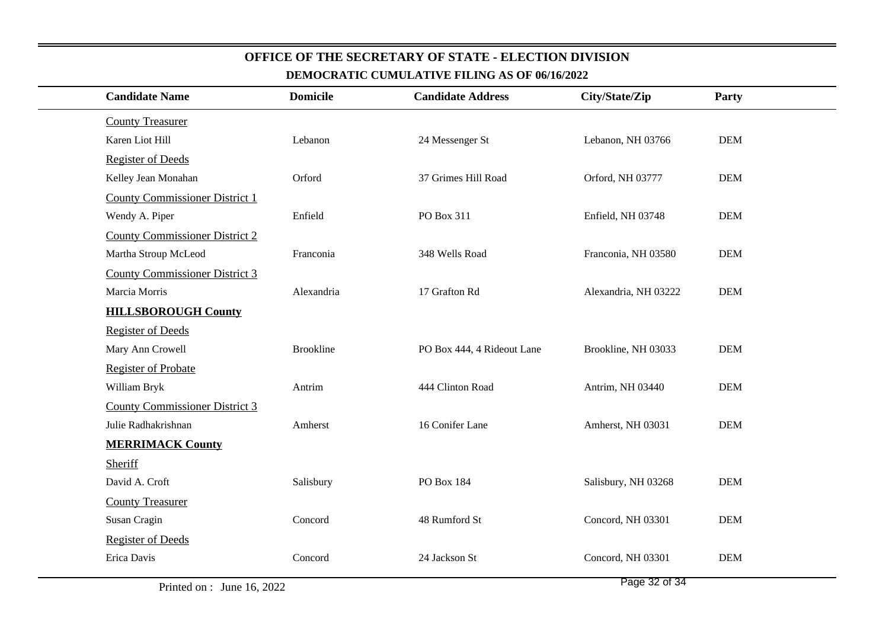## OFFICE OF THE SECRETARY OF STATE - ELECTION DIVISION

### DEMOCRATIC CUMULATIVE FILING AS OF 06/16/2022

| Candidate Name | Domicile | Candidate Address | City/State/Zip | Party |
|---|---|---|---|---|
| County Treasurer | | | | |
| Karen Liot Hill | Lebanon | 24 Messenger St | Lebanon, NH 03766 | DEM |
| Register of Deeds | | | | |
| Kelley Jean Monahan | Orford | 37 Grimes Hill Road | Orford, NH 03777 | DEM |
| County Commissioner District 1 | | | | |
| Wendy A. Piper | Enfield | PO Box 311 | Enfield, NH 03748 | DEM |
| County Commissioner District 2 | | | | |
| Martha Stroup McLeod | Franconia | 348 Wells Road | Franconia, NH 03580 | DEM |
| County Commissioner District 3 | | | | |
| Marcia Morris | Alexandria | 17 Grafton Rd | Alexandria, NH 03222 | DEM |
| **HILLSBOROUGH County** | | | | |
| Register of Deeds | | | | |
| Mary Ann Crowell | Brookline | PO Box 444, 4 Rideout Lane | Brookline, NH 03033 | DEM |
| Register of Probate | | | | |
| William Bryk | Antrim | 444 Clinton Road | Antrim, NH 03440 | DEM |
| County Commissioner District 3 | | | | |
| Julie Radhakrishnan | Amherst | 16 Conifer Lane | Amherst, NH 03031 | DEM |
| **MERRIMACK County** | | | | |
| Sheriff | | | | |
| David A. Croft | Salisbury | PO Box 184 | Salisbury, NH 03268 | DEM |
| County Treasurer | | | | |
| Susan Cragin | Concord | 48 Rumford St | Concord, NH 03301 | DEM |
| Register of Deeds | | | | |
| Erica Davis | Concord | 24 Jackson St | Concord, NH 03301 | DEM |

Printed on : June 16, 2022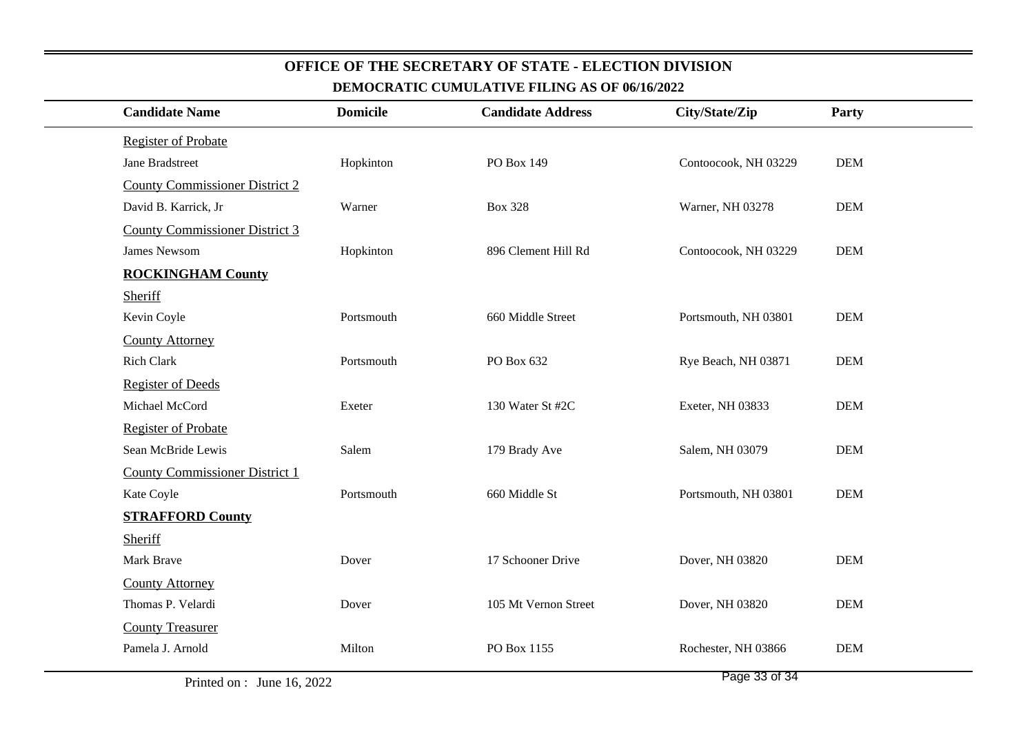# OFFICE OF THE SECRETARY OF STATE - ELECTION DIVISION

## DEMOCRATIC CUMULATIVE FILING AS OF 06/16/2022

| Candidate Name | Domicile | Candidate Address | City/State/Zip | Party |
|---|---|---|---|---|
| Register of Probate | | | | |
| Jane Bradstreet | Hopkinton | PO Box 149 | Contoocook, NH 03229 | DEM |
| County Commissioner District 2 | | | | |
| David B. Karrick, Jr | Warner | Box 328 | Warner, NH 03278 | DEM |
| County Commissioner District 3 | | | | |
| James Newsom | Hopkinton | 896 Clement Hill Rd | Contoocook, NH 03229 | DEM |
| **ROCKINGHAM County** | | | | |
| Sheriff | | | | |
| Kevin Coyle | Portsmouth | 660 Middle Street | Portsmouth, NH 03801 | DEM |
| County Attorney | | | | |
| Rich Clark | Portsmouth | PO Box 632 | Rye Beach, NH 03871 | DEM |
| Register of Deeds | | | | |
| Michael McCord | Exeter | 130 Water St #2C | Exeter, NH 03833 | DEM |
| Register of Probate | | | | |
| Sean McBride Lewis | Salem | 179 Brady Ave | Salem, NH 03079 | DEM |
| County Commissioner District 1 | | | | |
| Kate Coyle | Portsmouth | 660 Middle St | Portsmouth, NH 03801 | DEM |
| **STRAFFORD County** | | | | |
| Sheriff | | | | |
| Mark Brave | Dover | 17 Schooner Drive | Dover, NH 03820 | DEM |
| County Attorney | | | | |
| Thomas P. Velardi | Dover | 105 Mt Vernon Street | Dover, NH 03820 | DEM |
| County Treasurer | | | | |
| Pamela J. Arnold | Milton | PO Box 1155 | Rochester, NH 03866 | DEM |

Printed on : June 16, 2022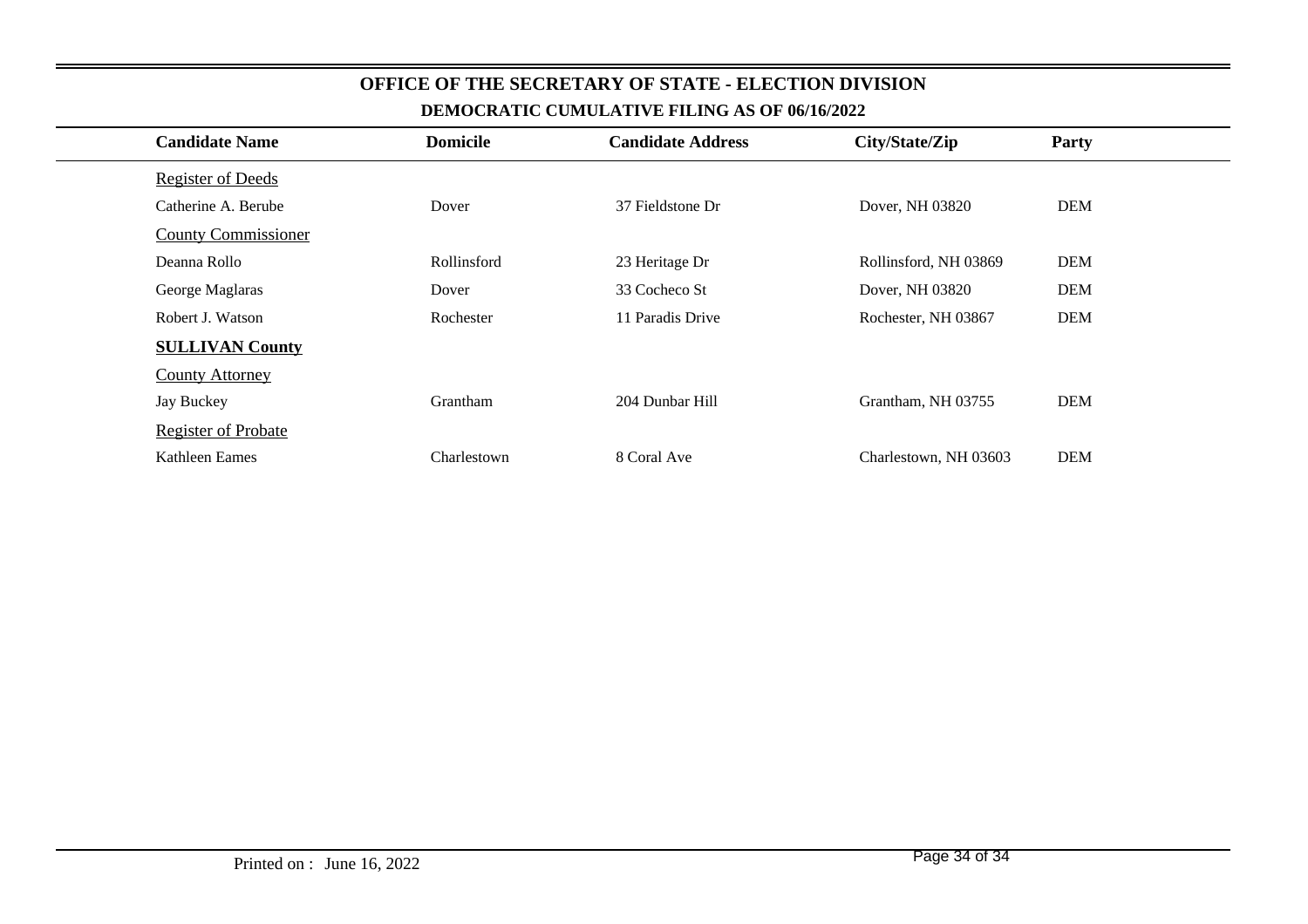# OFFICE OF THE SECRETARY OF STATE - ELECTION DIVISION

## DEMOCRATIC CUMULATIVE FILING AS OF 06/16/2022

| Candidate Name | Domicile | Candidate Address | City/State/Zip | Party |
|---|---|---|---|---|
| Register of Deeds | | | | |
| Catherine A. Berube | Dover | 37 Fieldstone Dr | Dover, NH 03820 | DEM |
| County Commissioner | | | | |
| Deanna Rollo | Rollinsford | 23 Heritage Dr | Rollinsford, NH 03869 | DEM |
| George Maglaras | Dover | 33 Cocheco St | Dover, NH 03820 | DEM |
| Robert J. Watson | Rochester | 11 Paradis Drive | Rochester, NH 03867 | DEM |
| **SULLIVAN County** | | | | |
| County Attorney | | | | |
| Jay Buckey | Grantham | 204 Dunbar Hill | Grantham, NH 03755 | DEM |
| Register of Probate | | | | |
| Kathleen Eames | Charlestown | 8 Coral Ave | Charlestown, NH 03603 | DEM |

Printed on : June 16, 2022